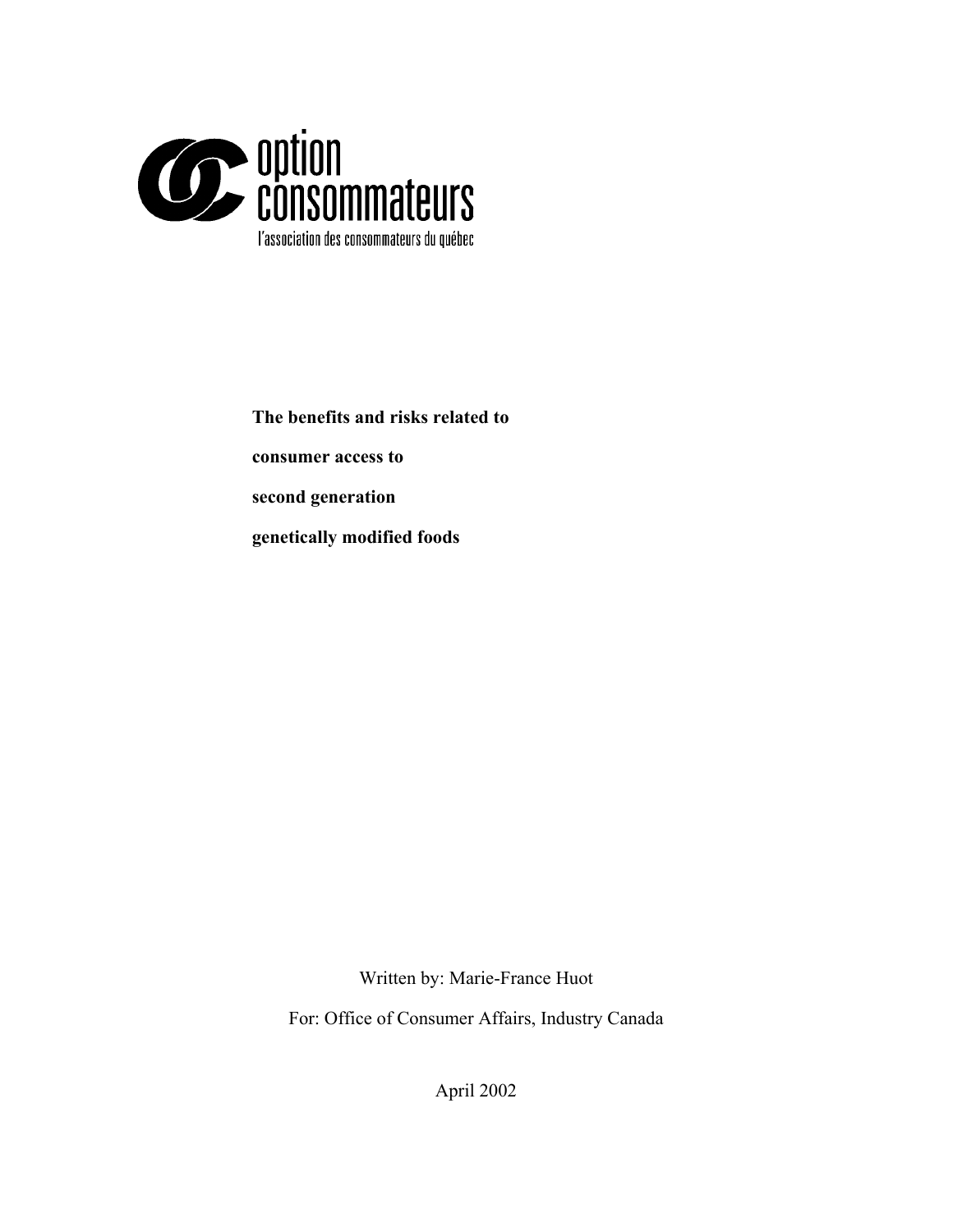option consommateurs

l'association des consommateurs du québec

**The benefits and risks related to**

**consumer access to**

**second generation**

**genetically modified foods**

Written by: Marie-France Huot

For: Office of Consumer Affairs, Industry Canada

April 2002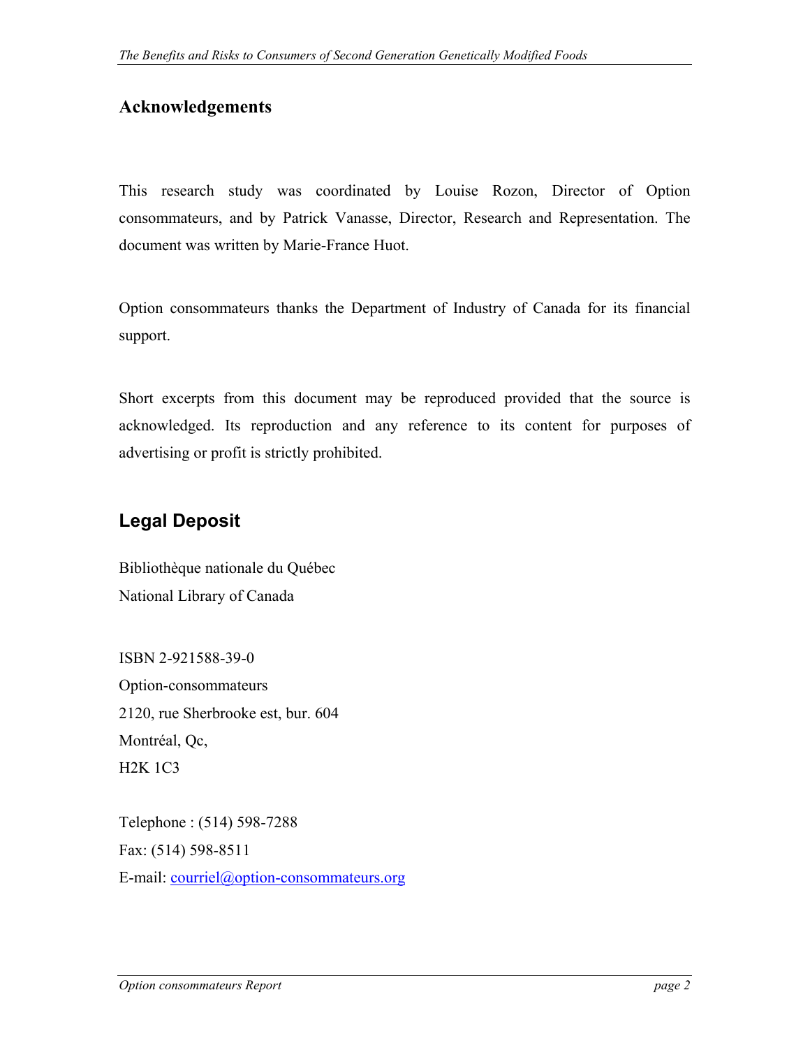## Acknowledgements

This research study was coordinated by Louise Rozon, Director of Option consommateurs, and by Patrick Vanasse, Director, Research and Representation. The document was written by Marie-France Huot.

Option consommateurs thanks the Department of Industry of Canada for its financial support.

Short excerpts from this document may be reproduced provided that the source is acknowledged. Its reproduction and any reference to its content for purposes of advertising or profit is strictly prohibited.

## Legal Deposit

Bibliothèque nationale du Québec
National Library of Canada

ISBN 2-921588-39-0
Option-consommateurs
2120, rue Sherbrooke est, bur. 604
Montréal, Qc,
H2K 1C3

Telephone : (514) 598-7288
Fax: (514) 598-8511
E-mail: courriel@option-consommateurs.org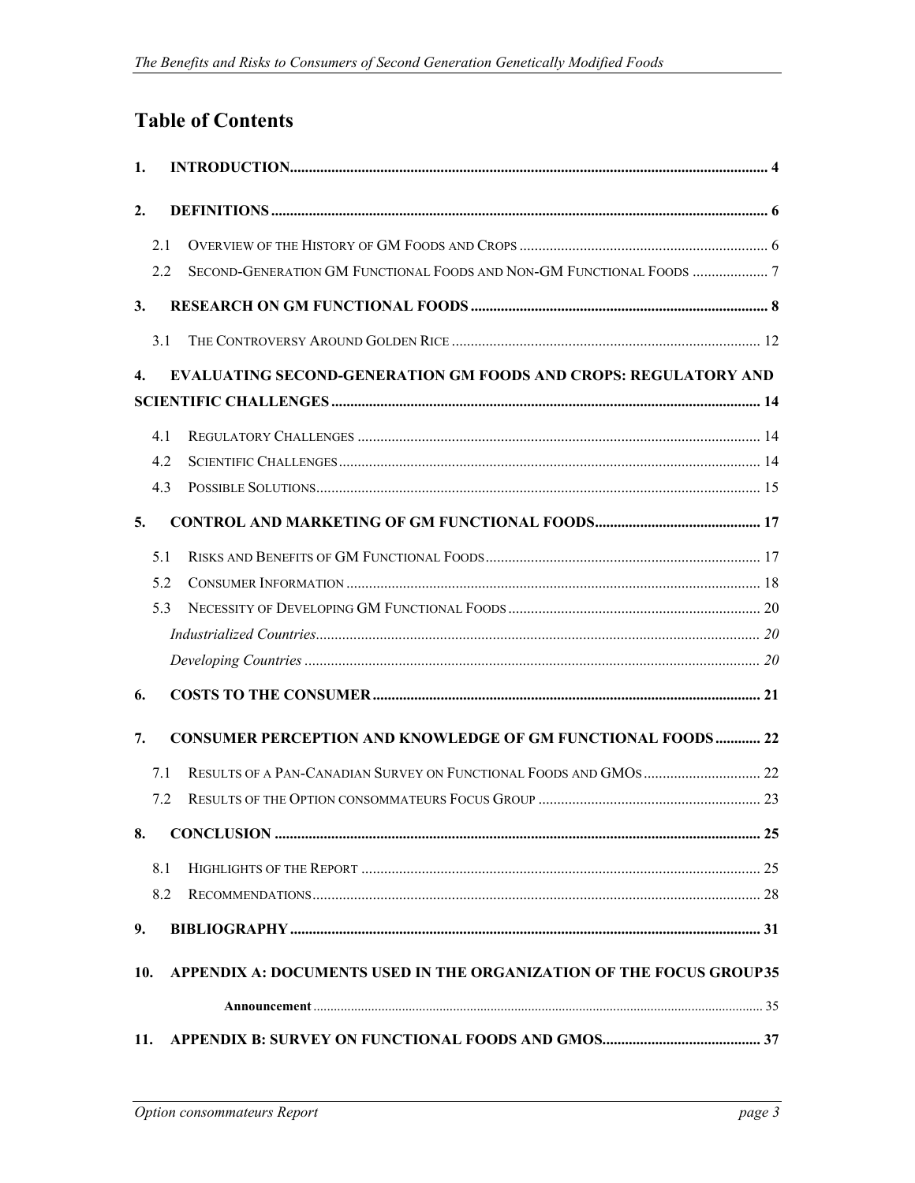# Table of Contents

1. **INTRODUCTION** ........ 4
2. **DEFINITIONS** ........ 6
   - 2.1 Overview of the History of GM Foods and Crops ........ 6
   - 2.2 Second-Generation GM Functional Foods and Non-GM Functional Foods ........ 7
3. **RESEARCH ON GM FUNCTIONAL FOODS** ........ 8
   - 3.1 The Controversy Around Golden Rice ........ 12
4. **EVALUATING SECOND-GENERATION GM FOODS AND CROPS: REGULATORY AND SCIENTIFIC CHALLENGES** ........ 14
   - 4.1 Regulatory Challenges ........ 14
   - 4.2 Scientific Challenges ........ 14
   - 4.3 Possible Solutions ........ 15
5. **CONTROL AND MARKETING OF GM FUNCTIONAL FOODS** ........ 17
   - 5.1 Risks and Benefits of GM Functional Foods ........ 17
   - 5.2 Consumer Information ........ 18
   - 5.3 Necessity of Developing GM Functional Foods ........ 20
     - *Industrialized Countries* ........ 20
     - *Developing Countries* ........ 20
6. **COSTS TO THE CONSUMER** ........ 21
7. **CONSUMER PERCEPTION AND KNOWLEDGE OF GM FUNCTIONAL FOODS** ........ 22
   - 7.1 Results of a Pan-Canadian Survey on Functional Foods and GMOs ........ 22
   - 7.2 Results of the Option consommateurs Focus Group ........ 23
8. **CONCLUSION** ........ 25
   - 8.1 Highlights of the Report ........ 25
   - 8.2 Recommendations ........ 28
9. **BIBLIOGRAPHY** ........ 31
10. **APPENDIX A: DOCUMENTS USED IN THE ORGANIZATION OF THE FOCUS GROUP** ........ 35
    - **Announcement** ........ 35
11. **APPENDIX B: SURVEY ON FUNCTIONAL FOODS AND GMOS** ........ 37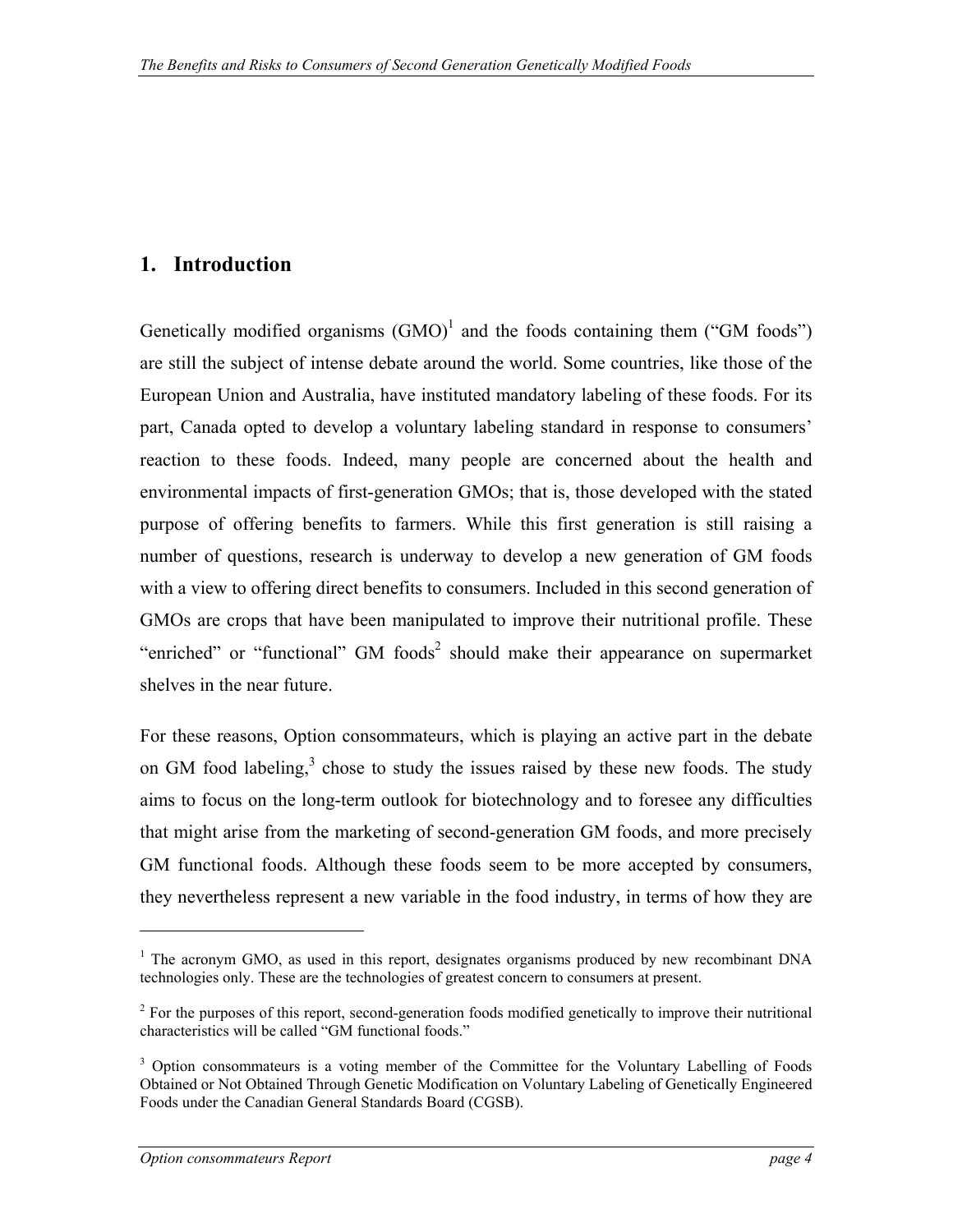## 1. Introduction

Genetically modified organisms (GMO)[1] and the foods containing them ("GM foods") are still the subject of intense debate around the world. Some countries, like those of the European Union and Australia, have instituted mandatory labeling of these foods. For its part, Canada opted to develop a voluntary labeling standard in response to consumers' reaction to these foods. Indeed, many people are concerned about the health and environmental impacts of first-generation GMOs; that is, those developed with the stated purpose of offering benefits to farmers. While this first generation is still raising a number of questions, research is underway to develop a new generation of GM foods with a view to offering direct benefits to consumers. Included in this second generation of GMOs are crops that have been manipulated to improve their nutritional profile. These "enriched" or "functional" GM foods[2] should make their appearance on supermarket shelves in the near future.

For these reasons, Option consommateurs, which is playing an active part in the debate on GM food labeling,[3] chose to study the issues raised by these new foods. The study aims to focus on the long-term outlook for biotechnology and to foresee any difficulties that might arise from the marketing of second-generation GM foods, and more precisely GM functional foods. Although these foods seem to be more accepted by consumers, they nevertheless represent a new variable in the food industry, in terms of how they are

---

[1] The acronym GMO, as used in this report, designates organisms produced by new recombinant DNA technologies only. These are the technologies of greatest concern to consumers at present.

[2] For the purposes of this report, second-generation foods modified genetically to improve their nutritional characteristics will be called "GM functional foods."

[3] Option consommateurs is a voting member of the Committee for the Voluntary Labelling of Foods Obtained or Not Obtained Through Genetic Modification on Voluntary Labeling of Genetically Engineered Foods under the Canadian General Standards Board (CGSB).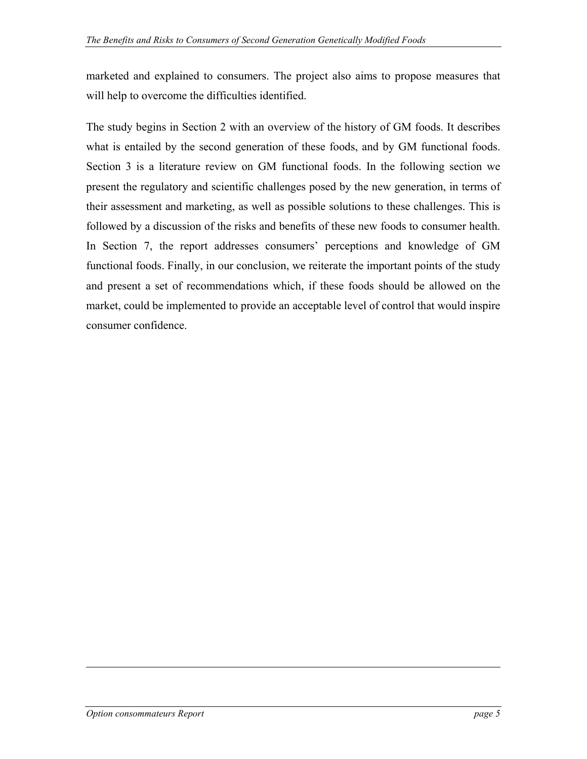marketed and explained to consumers. The project also aims to propose measures that will help to overcome the difficulties identified.

The study begins in Section 2 with an overview of the history of GM foods. It describes what is entailed by the second generation of these foods, and by GM functional foods. Section 3 is a literature review on GM functional foods. In the following section we present the regulatory and scientific challenges posed by the new generation, in terms of their assessment and marketing, as well as possible solutions to these challenges. This is followed by a discussion of the risks and benefits of these new foods to consumer health. In Section 7, the report addresses consumers' perceptions and knowledge of GM functional foods. Finally, in our conclusion, we reiterate the important points of the study and present a set of recommendations which, if these foods should be allowed on the market, could be implemented to provide an acceptable level of control that would inspire consumer confidence.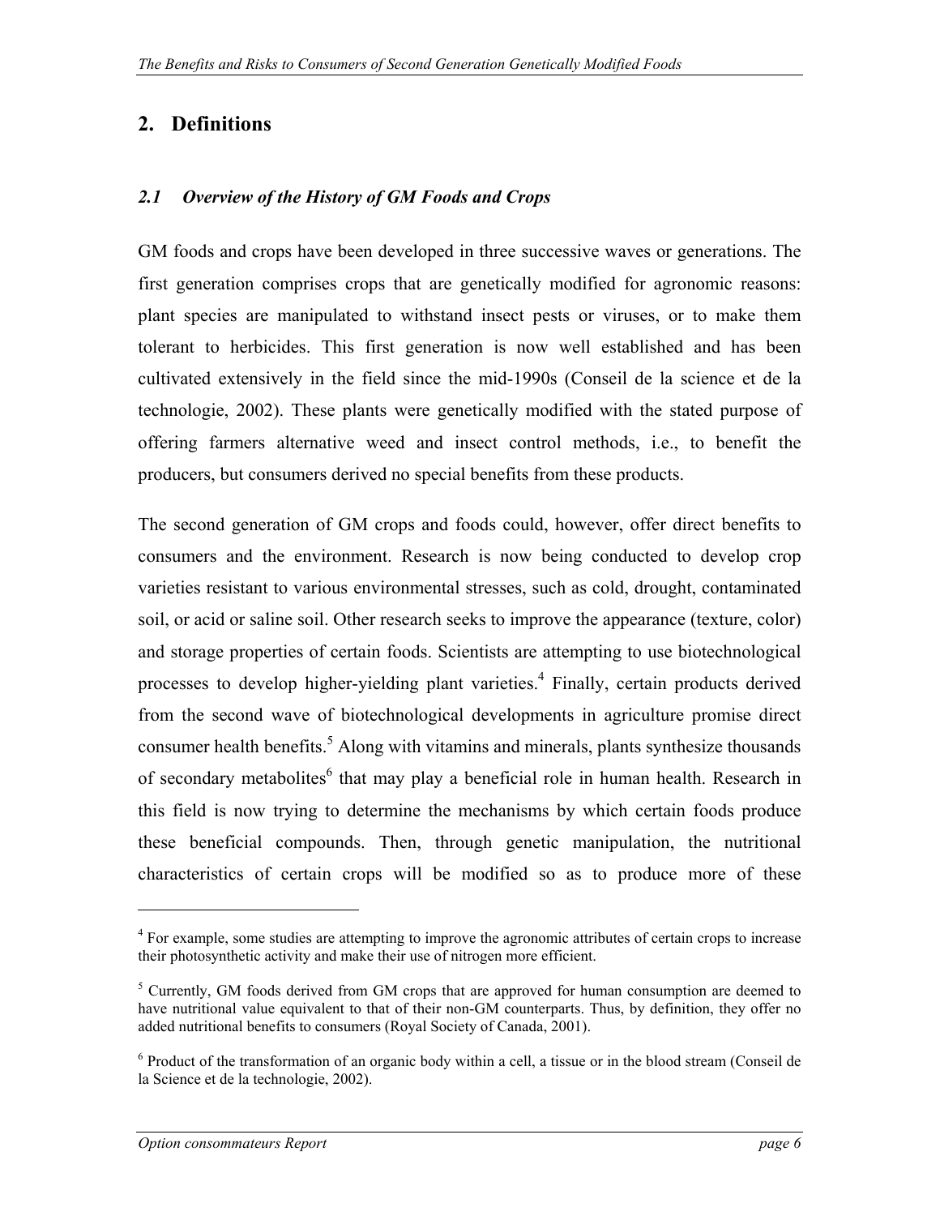## 2. Definitions

### *2.1 Overview of the History of GM Foods and Crops*

GM foods and crops have been developed in three successive waves or generations. The first generation comprises crops that are genetically modified for agronomic reasons: plant species are manipulated to withstand insect pests or viruses, or to make them tolerant to herbicides. This first generation is now well established and has been cultivated extensively in the field since the mid-1990s (Conseil de la science et de la technologie, 2002). These plants were genetically modified with the stated purpose of offering farmers alternative weed and insect control methods, i.e., to benefit the producers, but consumers derived no special benefits from these products.

The second generation of GM crops and foods could, however, offer direct benefits to consumers and the environment. Research is now being conducted to develop crop varieties resistant to various environmental stresses, such as cold, drought, contaminated soil, or acid or saline soil. Other research seeks to improve the appearance (texture, color) and storage properties of certain foods. Scientists are attempting to use biotechnological processes to develop higher-yielding plant varieties.[4] Finally, certain products derived from the second wave of biotechnological developments in agriculture promise direct consumer health benefits.[5] Along with vitamins and minerals, plants synthesize thousands of secondary metabolites[6] that may play a beneficial role in human health. Research in this field is now trying to determine the mechanisms by which certain foods produce these beneficial compounds. Then, through genetic manipulation, the nutritional characteristics of certain crops will be modified so as to produce more of these

---

[4] For example, some studies are attempting to improve the agronomic attributes of certain crops to increase their photosynthetic activity and make their use of nitrogen more efficient.

[5] Currently, GM foods derived from GM crops that are approved for human consumption are deemed to have nutritional value equivalent to that of their non-GM counterparts. Thus, by definition, they offer no added nutritional benefits to consumers (Royal Society of Canada, 2001).

[6] Product of the transformation of an organic body within a cell, a tissue or in the blood stream (Conseil de la Science et de la technologie, 2002).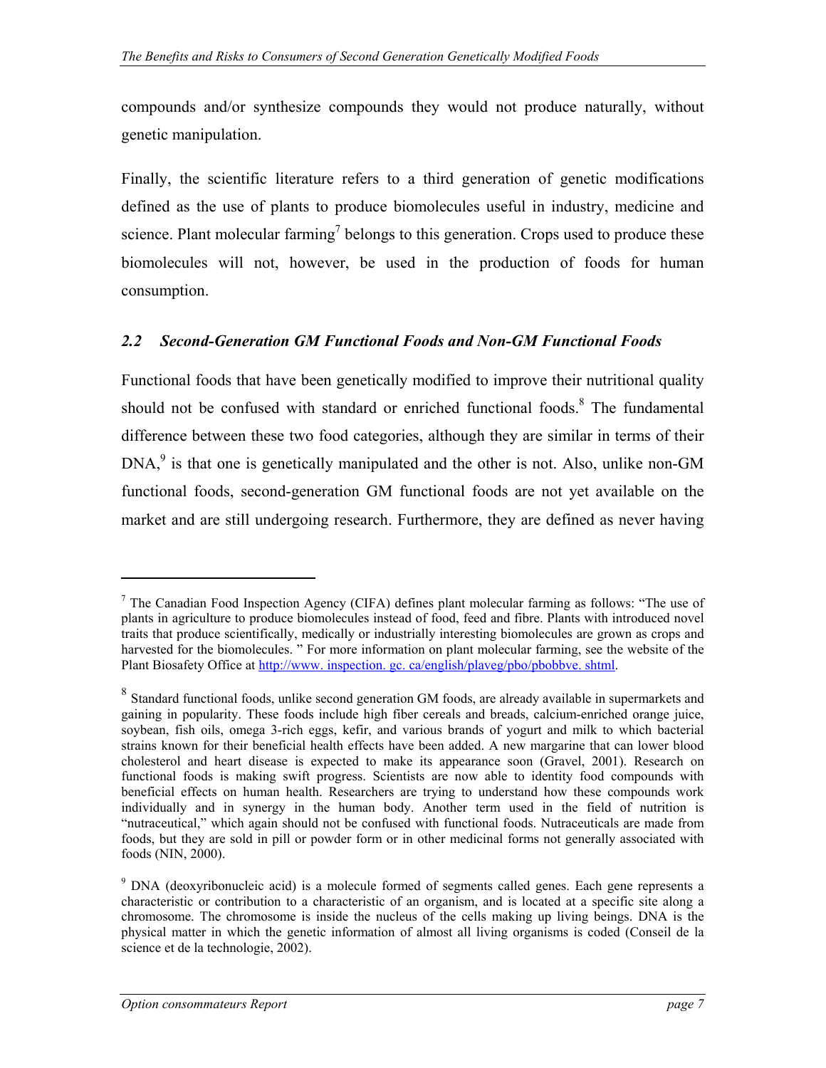compounds and/or synthesize compounds they would not produce naturally, without genetic manipulation.

Finally, the scientific literature refers to a third generation of genetic modifications defined as the use of plants to produce biomolecules useful in industry, medicine and science. Plant molecular farming[7] belongs to this generation. Crops used to produce these biomolecules will not, however, be used in the production of foods for human consumption.

## *2.2 Second-Generation GM Functional Foods and Non-GM Functional Foods*

Functional foods that have been genetically modified to improve their nutritional quality should not be confused with standard or enriched functional foods.[8] The fundamental difference between these two food categories, although they are similar in terms of their DNA,[9] is that one is genetically manipulated and the other is not. Also, unlike non-GM functional foods, second-generation GM functional foods are not yet available on the market and are still undergoing research. Furthermore, they are defined as never having

---

[7] The Canadian Food Inspection Agency (CIFA) defines plant molecular farming as follows: "The use of plants in agriculture to produce biomolecules instead of food, feed and fibre. Plants with introduced novel traits that produce scientifically, medically or industrially interesting biomolecules are grown as crops and harvested for the biomolecules. " For more information on plant molecular farming, see the website of the Plant Biosafety Office at [http://www. inspection. gc. ca/english/plaveg/pbo/pbobbve. shtml](http://www.inspection.gc.ca/english/plaveg/pbo/pbobbve.shtml).

[8] Standard functional foods, unlike second generation GM foods, are already available in supermarkets and gaining in popularity. These foods include high fiber cereals and breads, calcium-enriched orange juice, soybean, fish oils, omega 3-rich eggs, kefir, and various brands of yogurt and milk to which bacterial strains known for their beneficial health effects have been added. A new margarine that can lower blood cholesterol and heart disease is expected to make its appearance soon (Gravel, 2001). Research on functional foods is making swift progress. Scientists are now able to identity food compounds with beneficial effects on human health. Researchers are trying to understand how these compounds work individually and in synergy in the human body. Another term used in the field of nutrition is "nutraceutical," which again should not be confused with functional foods. Nutraceuticals are made from foods, but they are sold in pill or powder form or in other medicinal forms not generally associated with foods (NIN, 2000).

[9] DNA (deoxyribonucleic acid) is a molecule formed of segments called genes. Each gene represents a characteristic or contribution to a characteristic of an organism, and is located at a specific site along a chromosome. The chromosome is inside the nucleus of the cells making up living beings. DNA is the physical matter in which the genetic information of almost all living organisms is coded (Conseil de la science et de la technologie, 2002).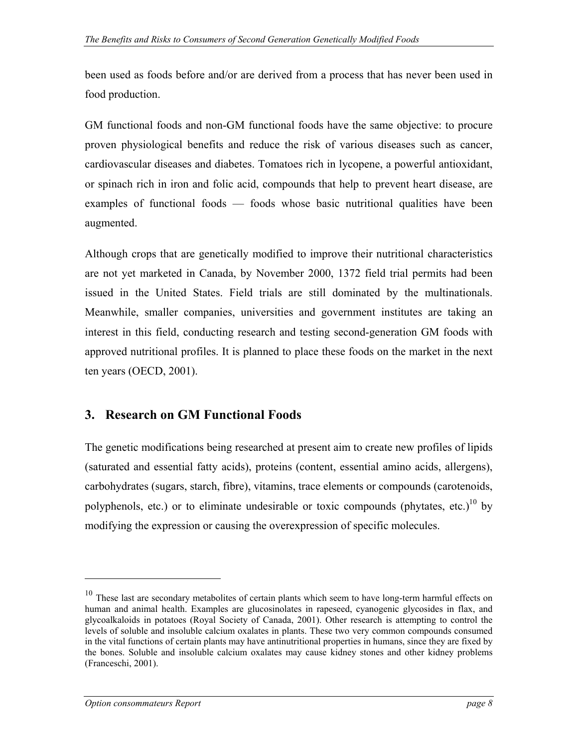been used as foods before and/or are derived from a process that has never been used in food production.

GM functional foods and non-GM functional foods have the same objective: to procure proven physiological benefits and reduce the risk of various diseases such as cancer, cardiovascular diseases and diabetes. Tomatoes rich in lycopene, a powerful antioxidant, or spinach rich in iron and folic acid, compounds that help to prevent heart disease, are examples of functional foods — foods whose basic nutritional qualities have been augmented.

Although crops that are genetically modified to improve their nutritional characteristics are not yet marketed in Canada, by November 2000, 1372 field trial permits had been issued in the United States. Field trials are still dominated by the multinationals. Meanwhile, smaller companies, universities and government institutes are taking an interest in this field, conducting research and testing second-generation GM foods with approved nutritional profiles. It is planned to place these foods on the market in the next ten years (OECD, 2001).

## 3. Research on GM Functional Foods

The genetic modifications being researched at present aim to create new profiles of lipids (saturated and essential fatty acids), proteins (content, essential amino acids, allergens), carbohydrates (sugars, starch, fibre), vitamins, trace elements or compounds (carotenoids, polyphenols, etc.) or to eliminate undesirable or toxic compounds (phytates, etc.)[10] by modifying the expression or causing the overexpression of specific molecules.

---

[10] These last are secondary metabolites of certain plants which seem to have long-term harmful effects on human and animal health. Examples are glucosinolates in rapeseed, cyanogenic glycosides in flax, and glycoalkaloids in potatoes (Royal Society of Canada, 2001). Other research is attempting to control the levels of soluble and insoluble calcium oxalates in plants. These two very common compounds consumed in the vital functions of certain plants may have antinutritional properties in humans, since they are fixed by the bones. Soluble and insoluble calcium oxalates may cause kidney stones and other kidney problems (Franceschi, 2001).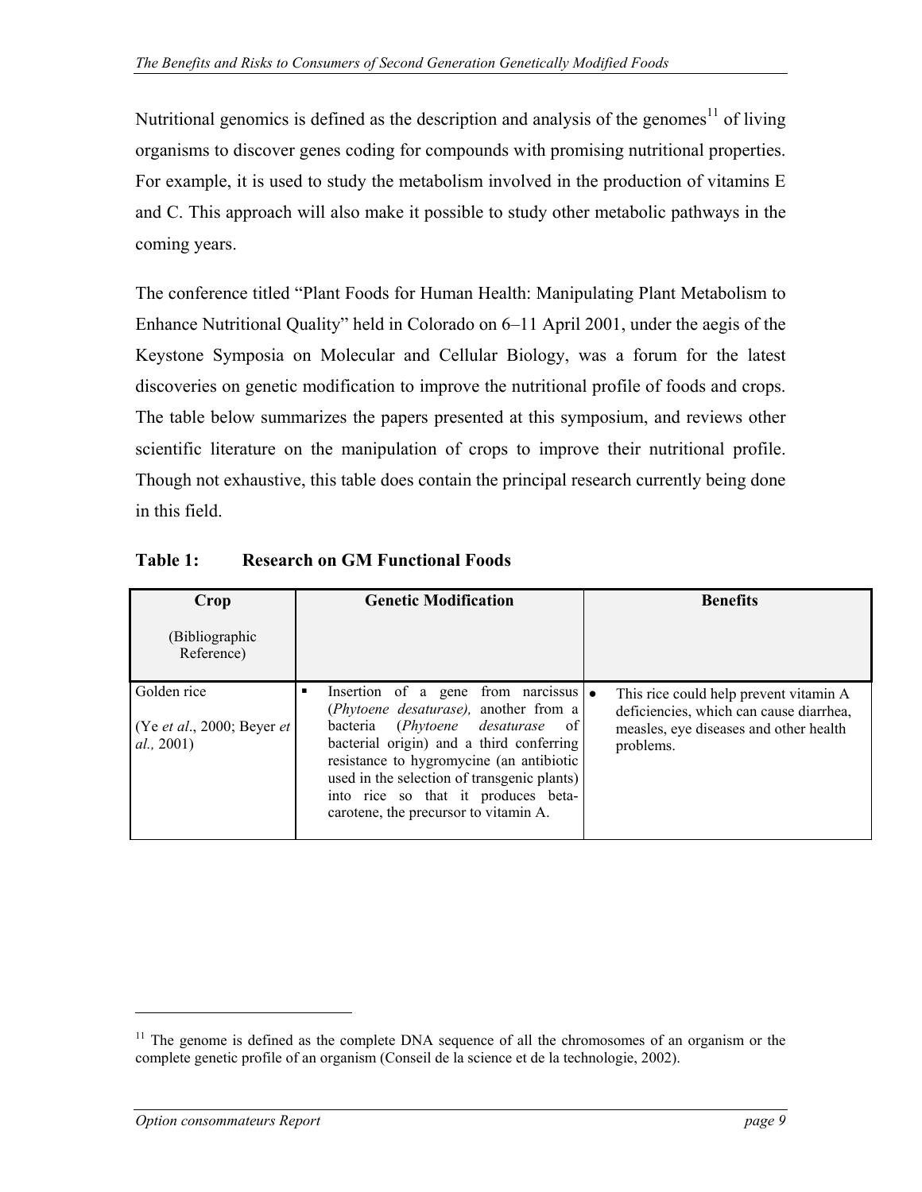Nutritional genomics is defined as the description and analysis of the genomes[11] of living organisms to discover genes coding for compounds with promising nutritional properties. For example, it is used to study the metabolism involved in the production of vitamins E and C. This approach will also make it possible to study other metabolic pathways in the coming years.

The conference titled "Plant Foods for Human Health: Manipulating Plant Metabolism to Enhance Nutritional Quality" held in Colorado on 6–11 April 2001, under the aegis of the Keystone Symposia on Molecular and Cellular Biology, was a forum for the latest discoveries on genetic modification to improve the nutritional profile of foods and crops. The table below summarizes the papers presented at this symposium, and reviews other scientific literature on the manipulation of crops to improve their nutritional profile. Though not exhaustive, this table does contain the principal research currently being done in this field.

**Table 1: Research on GM Functional Foods**

| Crop (Bibliographic Reference) | Genetic Modification | Benefits |
|---|---|---|
| Golden rice (Ye *et al*., 2000; Beyer *et al.,* 2001) | ▪ Insertion of a gene from narcissus (*Phytoene desaturase),* another from a bacteria (*Phytoene desaturase* of bacterial origin) and a third conferring resistance to hygromycine (an antibiotic used in the selection of transgenic plants) into rice so that it produces beta-carotene, the precursor to vitamin A. | • This rice could help prevent vitamin A deficiencies, which can cause diarrhea, measles, eye diseases and other health problems. |

[11] The genome is defined as the complete DNA sequence of all the chromosomes of an organism or the complete genetic profile of an organism (Conseil de la science et de la technologie, 2002).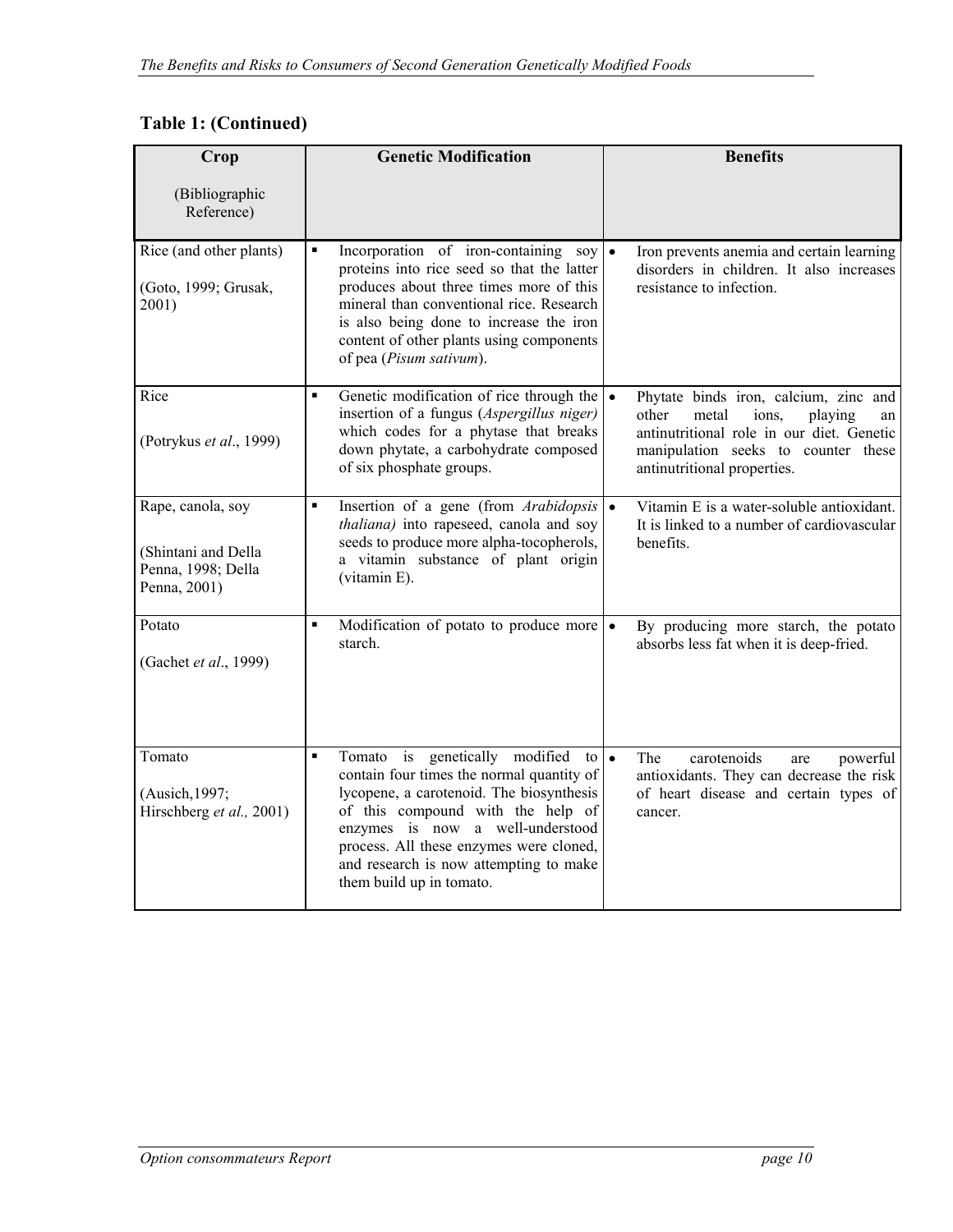**Table 1: (Continued)**

| Crop (Bibliographic Reference) | Genetic Modification | Benefits |
|---|---|---|
| Rice (and other plants) (Goto, 1999; Grusak, 2001) | ▪ Incorporation of iron-containing soy proteins into rice seed so that the latter produces about three times more of this mineral than conventional rice. Research is also being done to increase the iron content of other plants using components of pea (*Pisum sativum*). | • Iron prevents anemia and certain learning disorders in children. It also increases resistance to infection. |
| Rice (Potrykus *et al*., 1999) | ▪ Genetic modification of rice through the insertion of a fungus (*Aspergillus niger)* which codes for a phytase that breaks down phytate, a carbohydrate composed of six phosphate groups. | • Phytate binds iron, calcium, zinc and other metal ions, playing an antinutritional role in our diet. Genetic manipulation seeks to counter these antinutritional properties. |
| Rape, canola, soy (Shintani and Della Penna, 1998; Della Penna, 2001) | ▪ Insertion of a gene (from *Arabidopsis thaliana)* into rapeseed, canola and soy seeds to produce more alpha-tocopherols, a vitamin substance of plant origin (vitamin E). | • Vitamin E is a water-soluble antioxidant. It is linked to a number of cardiovascular benefits. |
| Potato (Gachet *et al*., 1999) | ▪ Modification of potato to produce more starch. | • By producing more starch, the potato absorbs less fat when it is deep-fried. |
| Tomato (Ausich,1997; Hirschberg *et al.,* 2001) | ▪ Tomato is genetically modified to contain four times the normal quantity of lycopene, a carotenoid. The biosynthesis of this compound with the help of enzymes is now a well-understood process. All these enzymes were cloned, and research is now attempting to make them build up in tomato. | • The carotenoids are powerful antioxidants. They can decrease the risk of heart disease and certain types of cancer. |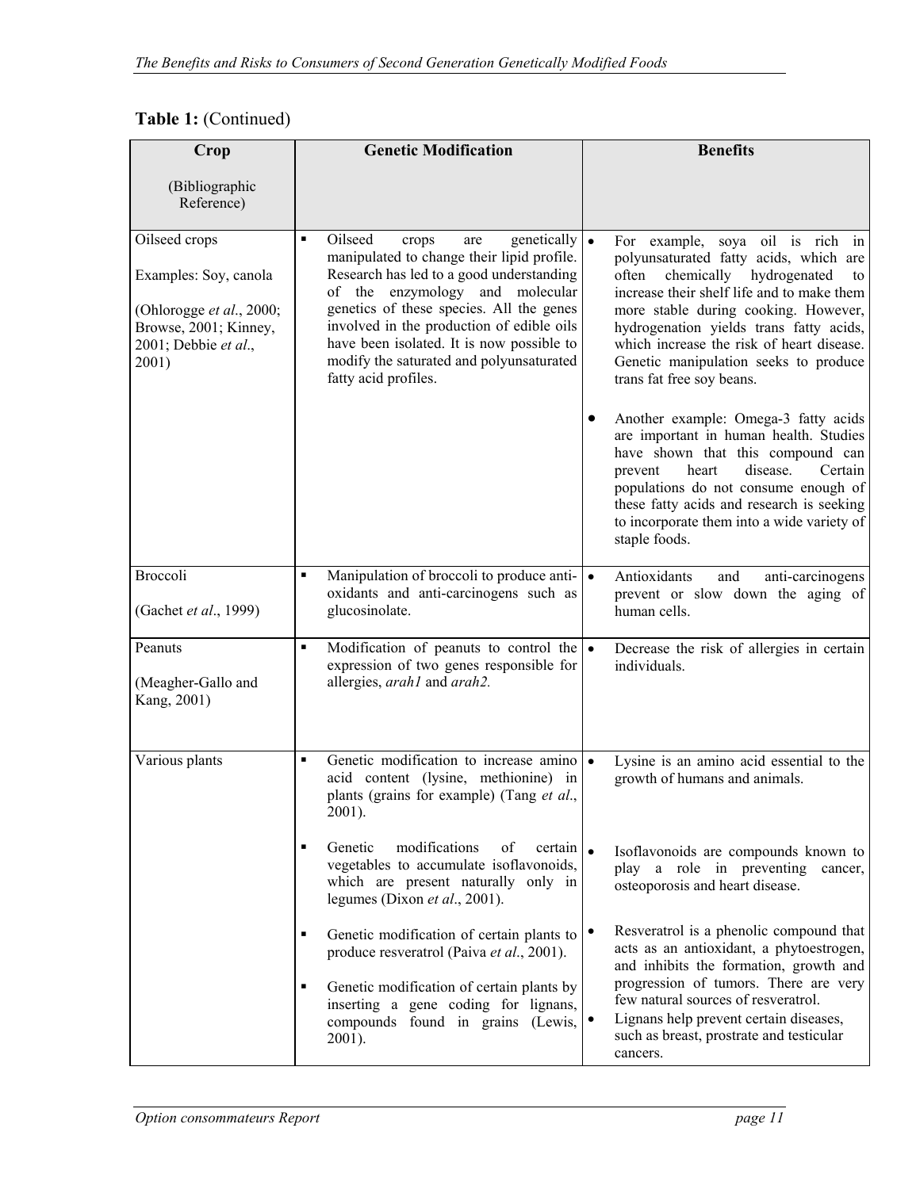**Table 1:** (Continued)

| Crop<br><br>(Bibliographic Reference) | Genetic Modification | Benefits |
|---|---|---|
| Oilseed crops<br><br>Examples: Soy, canola<br><br>(Ohlrogge *et al*., 2000; Browse, 2001; Kinney, 2001; Debbie *et al*., 2001) | ▪ Oilseed crops are genetically manipulated to change their lipid profile. Research has led to a good understanding of the enzymology and molecular genetics of these species. All the genes involved in the production of edible oils have been isolated. It is now possible to modify the saturated and polyunsaturated fatty acid profiles. | • For example, soya oil is rich in polyunsaturated fatty acids, which are often chemically hydrogenated to increase their shelf life and to make them more stable during cooking. However, hydrogenation yields trans fatty acids, which increase the risk of heart disease. Genetic manipulation seeks to produce trans fat free soy beans.<br><br>• Another example: Omega-3 fatty acids are important in human health. Studies have shown that this compound can prevent heart disease. Certain populations do not consume enough of these fatty acids and research is seeking to incorporate them into a wide variety of staple foods. |
| Broccoli<br><br>(Gachet *et al*., 1999) | ▪ Manipulation of broccoli to produce anti-oxidants and anti-carcinogens such as glucosinolate. | • Antioxidants and anti-carcinogens prevent or slow down the aging of human cells. |
| Peanuts<br><br>(Meagher-Gallo and Kang, 2001) | ▪ Modification of peanuts to control the expression of two genes responsible for allergies, *arah1* and *arah2.* | • Decrease the risk of allergies in certain individuals. |
| Various plants | ▪ Genetic modification to increase amino acid content (lysine, methionine) in plants (grains for example) (Tang *et al*., 2001).<br><br>▪ Genetic modifications of certain vegetables to accumulate isoflavonoids, which are present naturally only in legumes (Dixon *et al*., 2001).<br><br>▪ Genetic modification of certain plants to produce resveratrol (Paiva *et al*., 2001).<br><br>▪ Genetic modification of certain plants by inserting a gene coding for lignans, compounds found in grains (Lewis, 2001). | • Lysine is an amino acid essential to the growth of humans and animals.<br><br>• Isoflavonoids are compounds known to play a role in preventing cancer, osteoporosis and heart disease.<br><br>• Resveratrol is a phenolic compound that acts as an antioxidant, a phytoestrogen, and inhibits the formation, growth and progression of tumors. There are very few natural sources of resveratrol.<br>• Lignans help prevent certain diseases, such as breast, prostrate and testicular cancers. |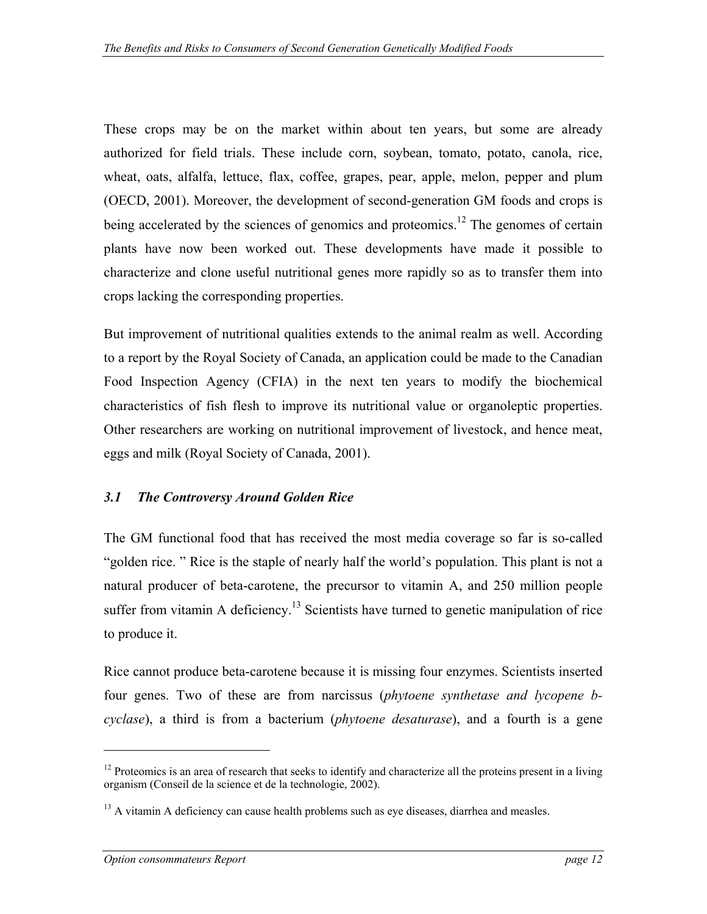These crops may be on the market within about ten years, but some are already authorized for field trials. These include corn, soybean, tomato, potato, canola, rice, wheat, oats, alfalfa, lettuce, flax, coffee, grapes, pear, apple, melon, pepper and plum (OECD, 2001). Moreover, the development of second-generation GM foods and crops is being accelerated by the sciences of genomics and proteomics.[12] The genomes of certain plants have now been worked out. These developments have made it possible to characterize and clone useful nutritional genes more rapidly so as to transfer them into crops lacking the corresponding properties.

But improvement of nutritional qualities extends to the animal realm as well. According to a report by the Royal Society of Canada, an application could be made to the Canadian Food Inspection Agency (CFIA) in the next ten years to modify the biochemical characteristics of fish flesh to improve its nutritional value or organoleptic properties. Other researchers are working on nutritional improvement of livestock, and hence meat, eggs and milk (Royal Society of Canada, 2001).

### *3.1 The Controversy Around Golden Rice*

The GM functional food that has received the most media coverage so far is so-called "golden rice. " Rice is the staple of nearly half the world's population. This plant is not a natural producer of beta-carotene, the precursor to vitamin A, and 250 million people suffer from vitamin A deficiency.[13] Scientists have turned to genetic manipulation of rice to produce it.

Rice cannot produce beta-carotene because it is missing four enzymes. Scientists inserted four genes. Two of these are from narcissus (*phytoene synthetase and lycopene b-cyclase*), a third is from a bacterium (*phytoene desaturase*), and a fourth is a gene

---

[12] Proteomics is an area of research that seeks to identify and characterize all the proteins present in a living organism (Conseil de la science et de la technologie, 2002).

[13] A vitamin A deficiency can cause health problems such as eye diseases, diarrhea and measles.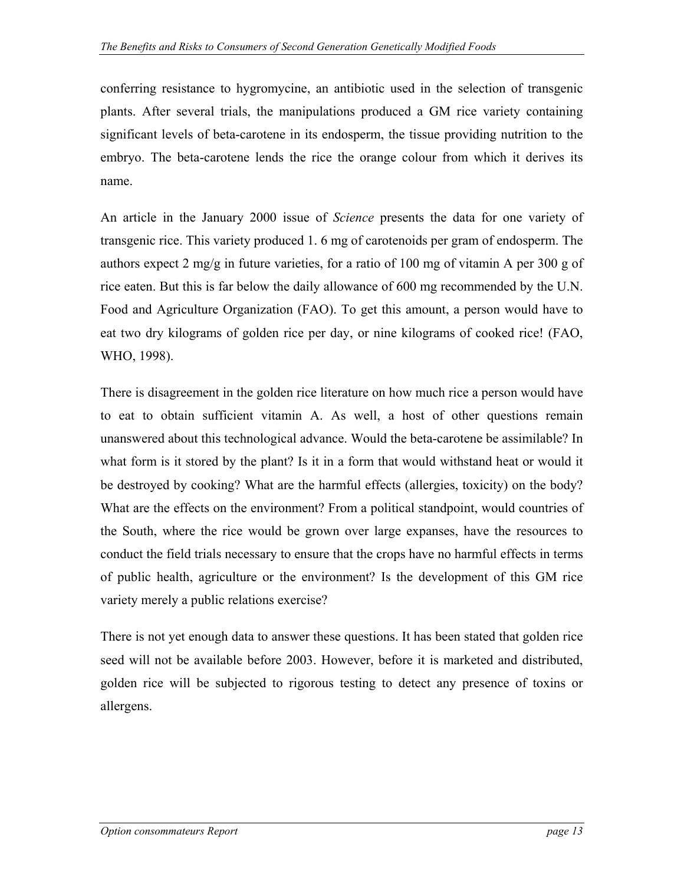conferring resistance to hygromycine, an antibiotic used in the selection of transgenic plants. After several trials, the manipulations produced a GM rice variety containing significant levels of beta-carotene in its endosperm, the tissue providing nutrition to the embryo. The beta-carotene lends the rice the orange colour from which it derives its name.

An article in the January 2000 issue of *Science* presents the data for one variety of transgenic rice. This variety produced 1. 6 mg of carotenoids per gram of endosperm. The authors expect 2 mg/g in future varieties, for a ratio of 100 mg of vitamin A per 300 g of rice eaten. But this is far below the daily allowance of 600 mg recommended by the U.N. Food and Agriculture Organization (FAO). To get this amount, a person would have to eat two dry kilograms of golden rice per day, or nine kilograms of cooked rice! (FAO, WHO, 1998).

There is disagreement in the golden rice literature on how much rice a person would have to eat to obtain sufficient vitamin A. As well, a host of other questions remain unanswered about this technological advance. Would the beta-carotene be assimilable? In what form is it stored by the plant? Is it in a form that would withstand heat or would it be destroyed by cooking? What are the harmful effects (allergies, toxicity) on the body? What are the effects on the environment? From a political standpoint, would countries of the South, where the rice would be grown over large expanses, have the resources to conduct the field trials necessary to ensure that the crops have no harmful effects in terms of public health, agriculture or the environment? Is the development of this GM rice variety merely a public relations exercise?

There is not yet enough data to answer these questions. It has been stated that golden rice seed will not be available before 2003. However, before it is marketed and distributed, golden rice will be subjected to rigorous testing to detect any presence of toxins or allergens.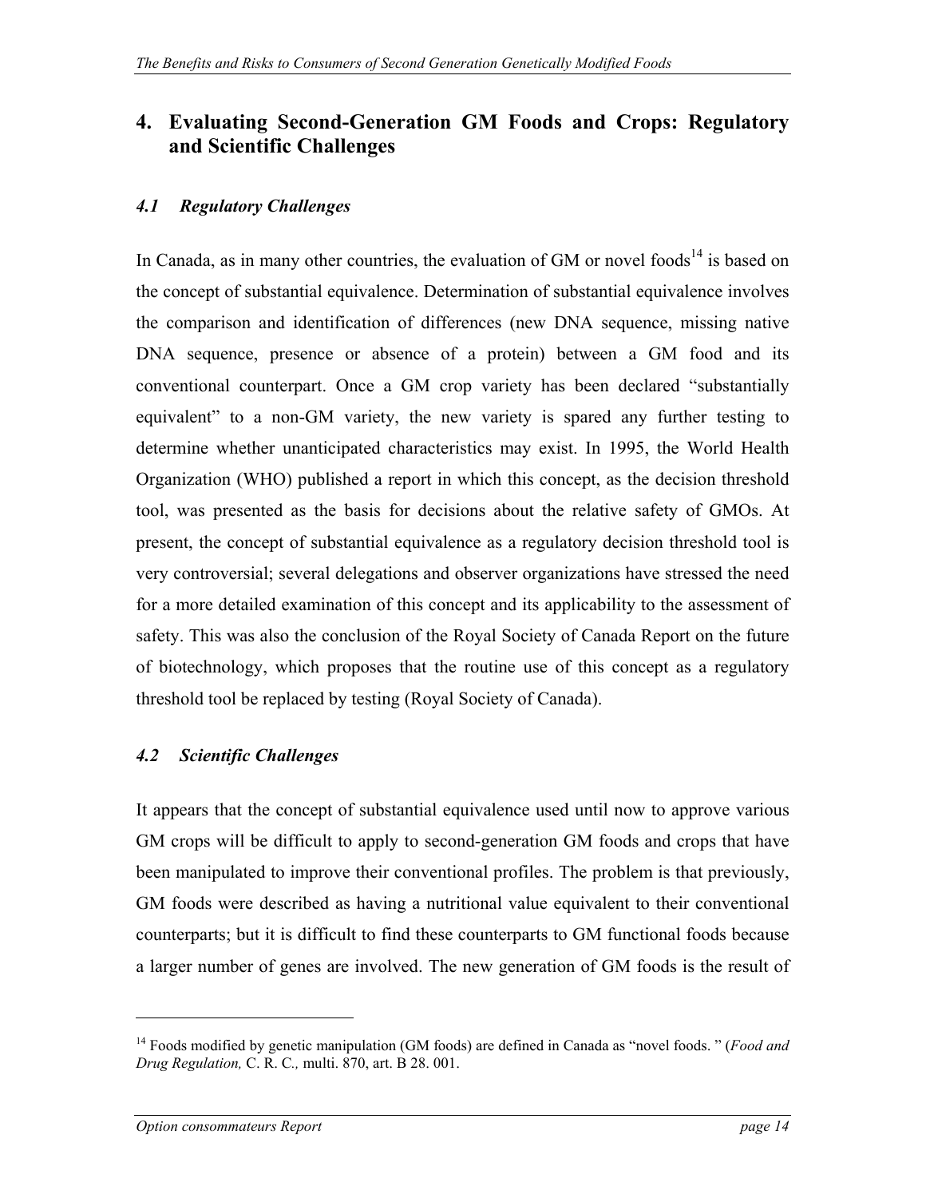# 4. Evaluating Second-Generation GM Foods and Crops: Regulatory and Scientific Challenges

## *4.1 Regulatory Challenges*

In Canada, as in many other countries, the evaluation of GM or novel foods[14] is based on the concept of substantial equivalence. Determination of substantial equivalence involves the comparison and identification of differences (new DNA sequence, missing native DNA sequence, presence or absence of a protein) between a GM food and its conventional counterpart. Once a GM crop variety has been declared "substantially equivalent" to a non-GM variety, the new variety is spared any further testing to determine whether unanticipated characteristics may exist. In 1995, the World Health Organization (WHO) published a report in which this concept, as the decision threshold tool, was presented as the basis for decisions about the relative safety of GMOs. At present, the concept of substantial equivalence as a regulatory decision threshold tool is very controversial; several delegations and observer organizations have stressed the need for a more detailed examination of this concept and its applicability to the assessment of safety. This was also the conclusion of the Royal Society of Canada Report on the future of biotechnology, which proposes that the routine use of this concept as a regulatory threshold tool be replaced by testing (Royal Society of Canada).

## *4.2 Scientific Challenges*

It appears that the concept of substantial equivalence used until now to approve various GM crops will be difficult to apply to second-generation GM foods and crops that have been manipulated to improve their conventional profiles. The problem is that previously, GM foods were described as having a nutritional value equivalent to their conventional counterparts; but it is difficult to find these counterparts to GM functional foods because a larger number of genes are involved. The new generation of GM foods is the result of

---

[14] Foods modified by genetic manipulation (GM foods) are defined in Canada as "novel foods. " (*Food and Drug Regulation,* C. R. C.*,* multi. 870, art. B 28. 001.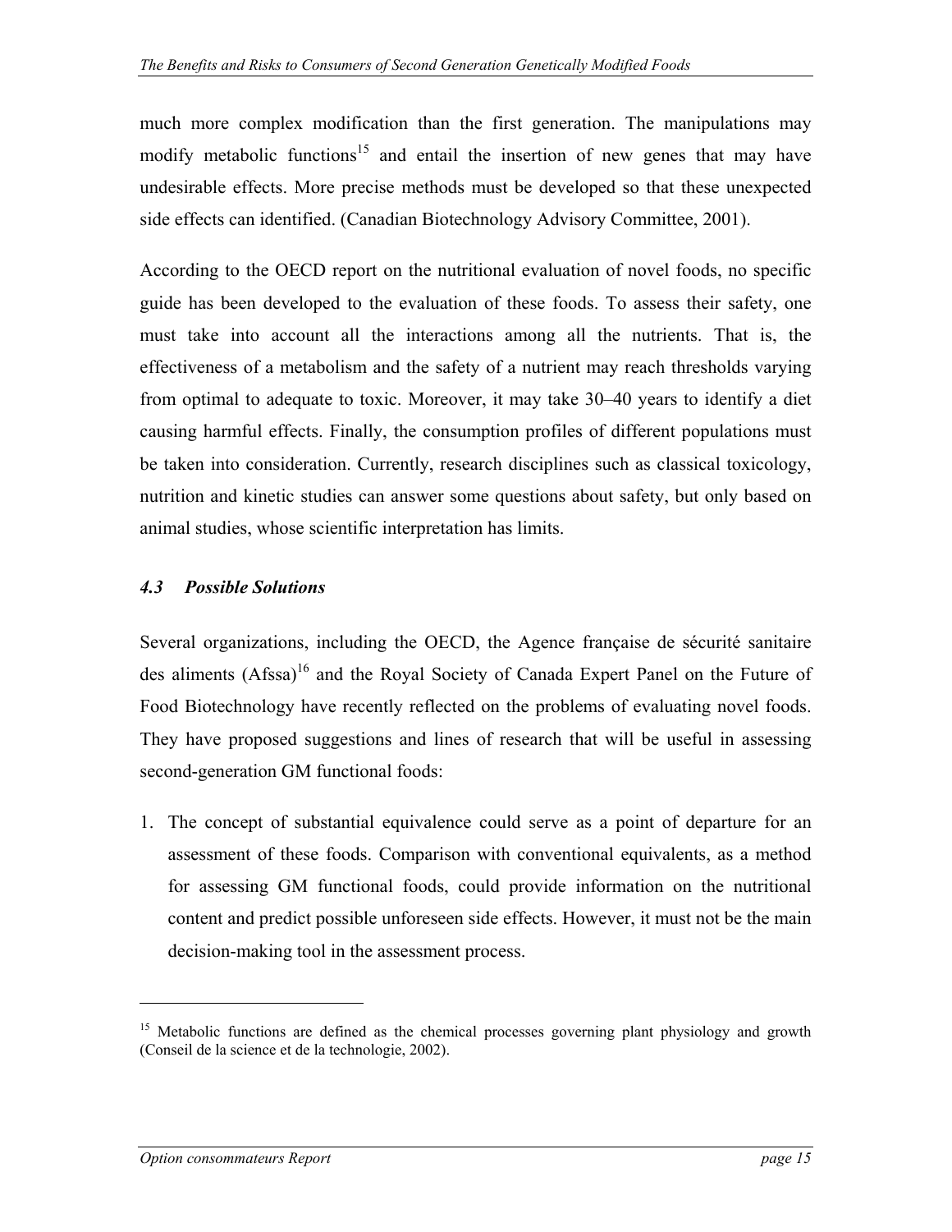much more complex modification than the first generation. The manipulations may modify metabolic functions[15] and entail the insertion of new genes that may have undesirable effects. More precise methods must be developed so that these unexpected side effects can identified. (Canadian Biotechnology Advisory Committee, 2001).

According to the OECD report on the nutritional evaluation of novel foods, no specific guide has been developed to the evaluation of these foods. To assess their safety, one must take into account all the interactions among all the nutrients. That is, the effectiveness of a metabolism and the safety of a nutrient may reach thresholds varying from optimal to adequate to toxic. Moreover, it may take 30–40 years to identify a diet causing harmful effects. Finally, the consumption profiles of different populations must be taken into consideration. Currently, research disciplines such as classical toxicology, nutrition and kinetic studies can answer some questions about safety, but only based on animal studies, whose scientific interpretation has limits.

### *4.3 Possible Solutions*

Several organizations, including the OECD, the Agence française de sécurité sanitaire des aliments (Afssa)[16] and the Royal Society of Canada Expert Panel on the Future of Food Biotechnology have recently reflected on the problems of evaluating novel foods. They have proposed suggestions and lines of research that will be useful in assessing second-generation GM functional foods:

1. The concept of substantial equivalence could serve as a point of departure for an assessment of these foods. Comparison with conventional equivalents, as a method for assessing GM functional foods, could provide information on the nutritional content and predict possible unforeseen side effects. However, it must not be the main decision-making tool in the assessment process.

---

[15] Metabolic functions are defined as the chemical processes governing plant physiology and growth (Conseil de la science et de la technologie, 2002).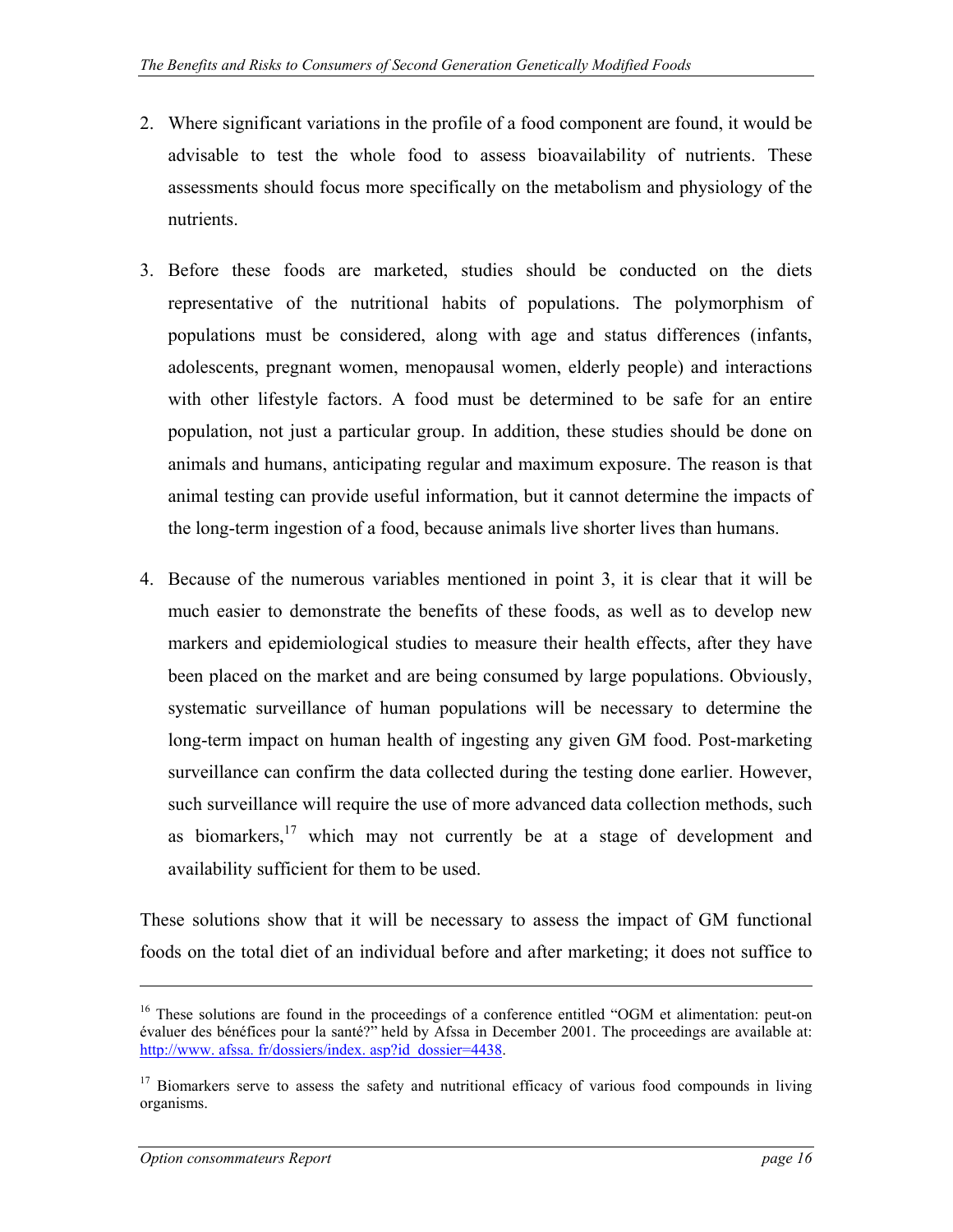2. Where significant variations in the profile of a food component are found, it would be advisable to test the whole food to assess bioavailability of nutrients. These assessments should focus more specifically on the metabolism and physiology of the nutrients.

3. Before these foods are marketed, studies should be conducted on the diets representative of the nutritional habits of populations. The polymorphism of populations must be considered, along with age and status differences (infants, adolescents, pregnant women, menopausal women, elderly people) and interactions with other lifestyle factors. A food must be determined to be safe for an entire population, not just a particular group. In addition, these studies should be done on animals and humans, anticipating regular and maximum exposure. The reason is that animal testing can provide useful information, but it cannot determine the impacts of the long-term ingestion of a food, because animals live shorter lives than humans.

4. Because of the numerous variables mentioned in point 3, it is clear that it will be much easier to demonstrate the benefits of these foods, as well as to develop new markers and epidemiological studies to measure their health effects, after they have been placed on the market and are being consumed by large populations. Obviously, systematic surveillance of human populations will be necessary to determine the long-term impact on human health of ingesting any given GM food. Post-marketing surveillance can confirm the data collected during the testing done earlier. However, such surveillance will require the use of more advanced data collection methods, such as biomarkers,[17] which may not currently be at a stage of development and availability sufficient for them to be used.

These solutions show that it will be necessary to assess the impact of GM functional foods on the total diet of an individual before and after marketing; it does not suffice to

---

[16] These solutions are found in the proceedings of a conference entitled "OGM et alimentation: peut-on évaluer des bénéfices pour la santé?" held by Afssa in December 2001. The proceedings are available at: http://www. afssa. fr/dossiers/index. asp?id_dossier=4438.

[17] Biomarkers serve to assess the safety and nutritional efficacy of various food compounds in living organisms.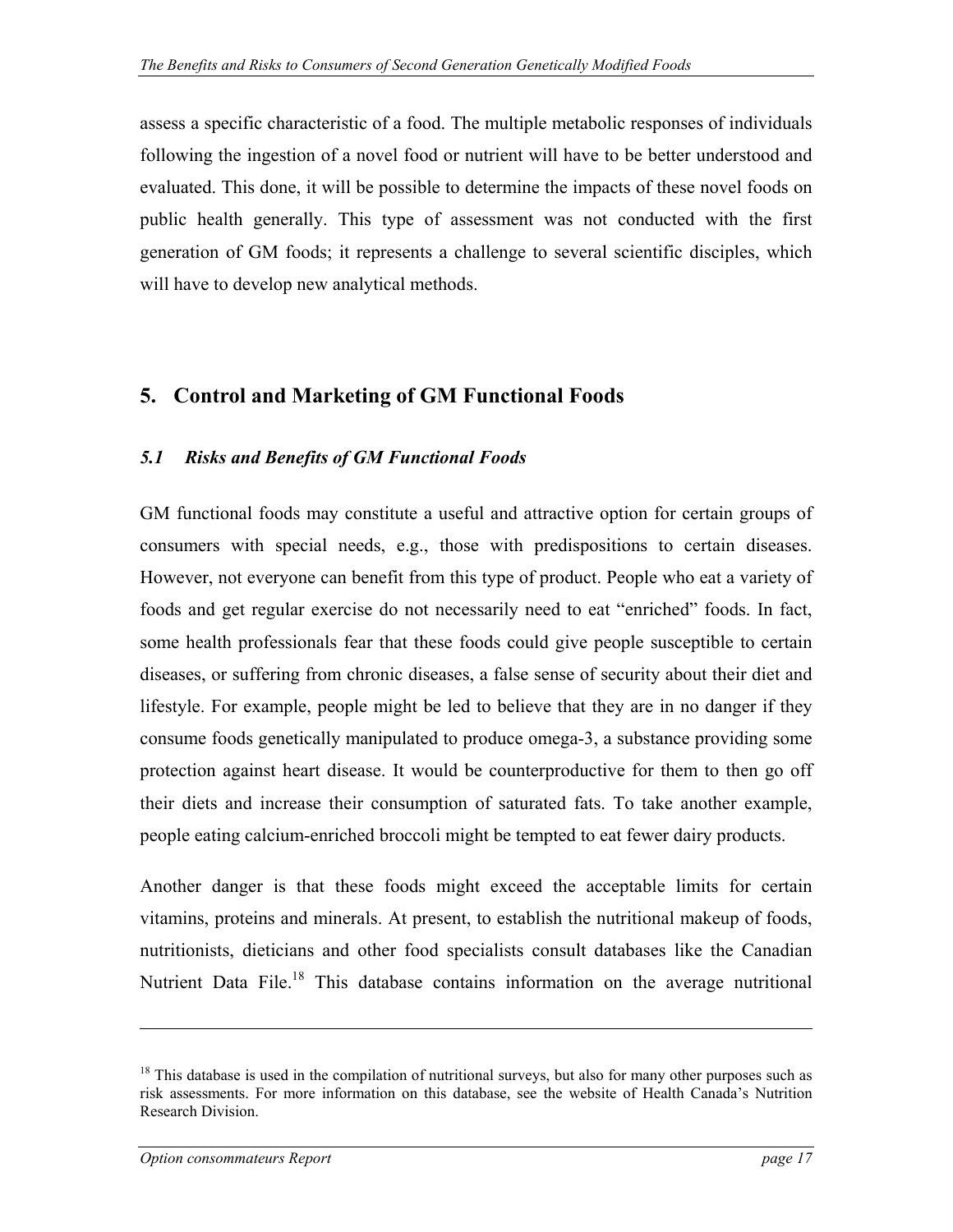assess a specific characteristic of a food. The multiple metabolic responses of individuals following the ingestion of a novel food or nutrient will have to be better understood and evaluated. This done, it will be possible to determine the impacts of these novel foods on public health generally. This type of assessment was not conducted with the first generation of GM foods; it represents a challenge to several scientific disciples, which will have to develop new analytical methods.

## 5. Control and Marketing of GM Functional Foods

### *5.1 Risks and Benefits of GM Functional Foods*

GM functional foods may constitute a useful and attractive option for certain groups of consumers with special needs, e.g., those with predispositions to certain diseases. However, not everyone can benefit from this type of product. People who eat a variety of foods and get regular exercise do not necessarily need to eat "enriched" foods. In fact, some health professionals fear that these foods could give people susceptible to certain diseases, or suffering from chronic diseases, a false sense of security about their diet and lifestyle. For example, people might be led to believe that they are in no danger if they consume foods genetically manipulated to produce omega-3, a substance providing some protection against heart disease. It would be counterproductive for them to then go off their diets and increase their consumption of saturated fats. To take another example, people eating calcium-enriched broccoli might be tempted to eat fewer dairy products.

Another danger is that these foods might exceed the acceptable limits for certain vitamins, proteins and minerals. At present, to establish the nutritional makeup of foods, nutritionists, dieticians and other food specialists consult databases like the Canadian Nutrient Data File.[18] This database contains information on the average nutritional

[18] This database is used in the compilation of nutritional surveys, but also for many other purposes such as risk assessments. For more information on this database, see the website of Health Canada's Nutrition Research Division.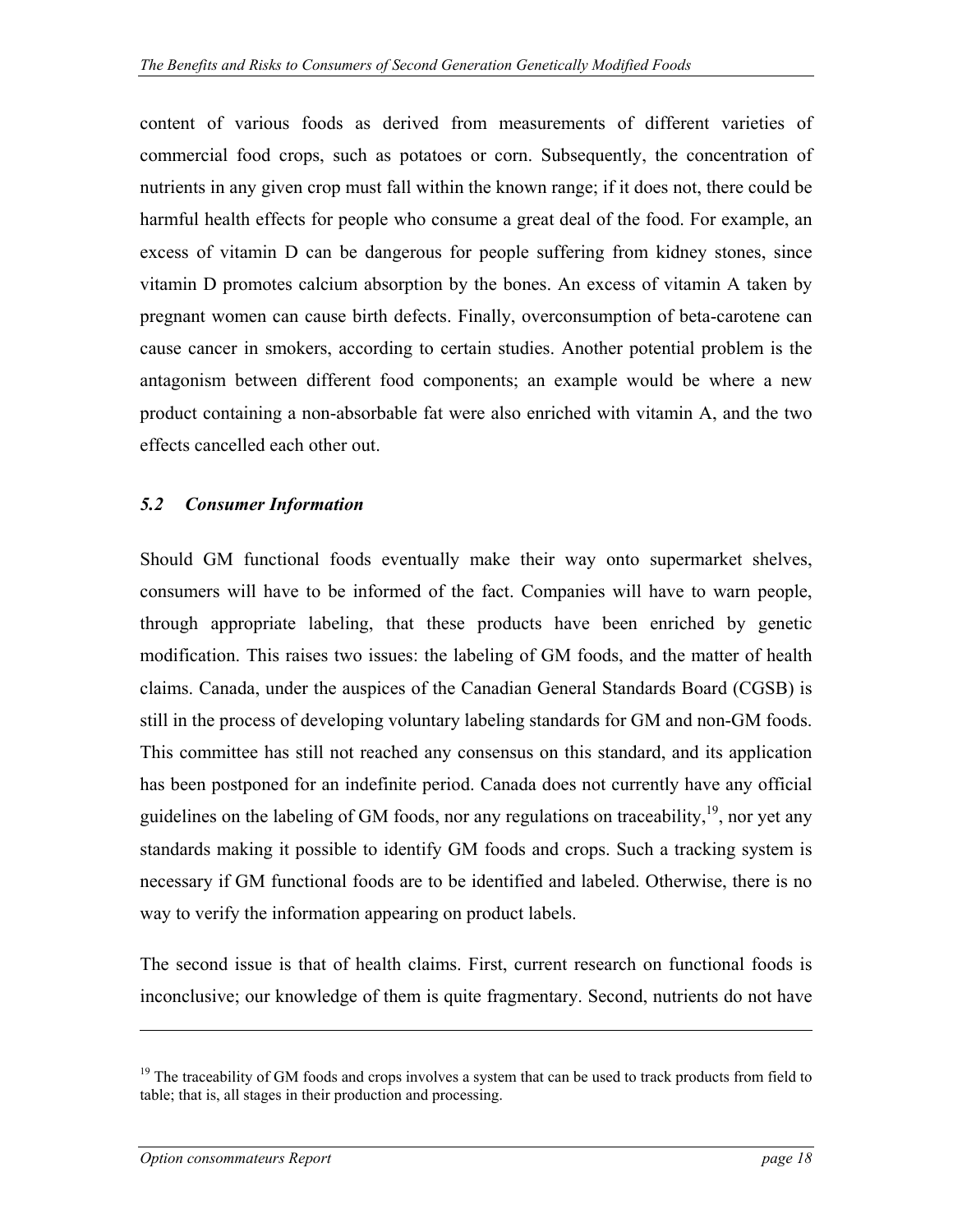content of various foods as derived from measurements of different varieties of commercial food crops, such as potatoes or corn. Subsequently, the concentration of nutrients in any given crop must fall within the known range; if it does not, there could be harmful health effects for people who consume a great deal of the food. For example, an excess of vitamin D can be dangerous for people suffering from kidney stones, since vitamin D promotes calcium absorption by the bones. An excess of vitamin A taken by pregnant women can cause birth defects. Finally, overconsumption of beta-carotene can cause cancer in smokers, according to certain studies. Another potential problem is the antagonism between different food components; an example would be where a new product containing a non-absorbable fat were also enriched with vitamin A, and the two effects cancelled each other out.

### *5.2 Consumer Information*

Should GM functional foods eventually make their way onto supermarket shelves, consumers will have to be informed of the fact. Companies will have to warn people, through appropriate labeling, that these products have been enriched by genetic modification. This raises two issues: the labeling of GM foods, and the matter of health claims. Canada, under the auspices of the Canadian General Standards Board (CGSB) is still in the process of developing voluntary labeling standards for GM and non-GM foods. This committee has still not reached any consensus on this standard, and its application has been postponed for an indefinite period. Canada does not currently have any official guidelines on the labeling of GM foods, nor any regulations on traceability,[19], nor yet any standards making it possible to identify GM foods and crops. Such a tracking system is necessary if GM functional foods are to be identified and labeled. Otherwise, there is no way to verify the information appearing on product labels.

The second issue is that of health claims. First, current research on functional foods is inconclusive; our knowledge of them is quite fragmentary. Second, nutrients do not have

---

[19] The traceability of GM foods and crops involves a system that can be used to track products from field to table; that is, all stages in their production and processing.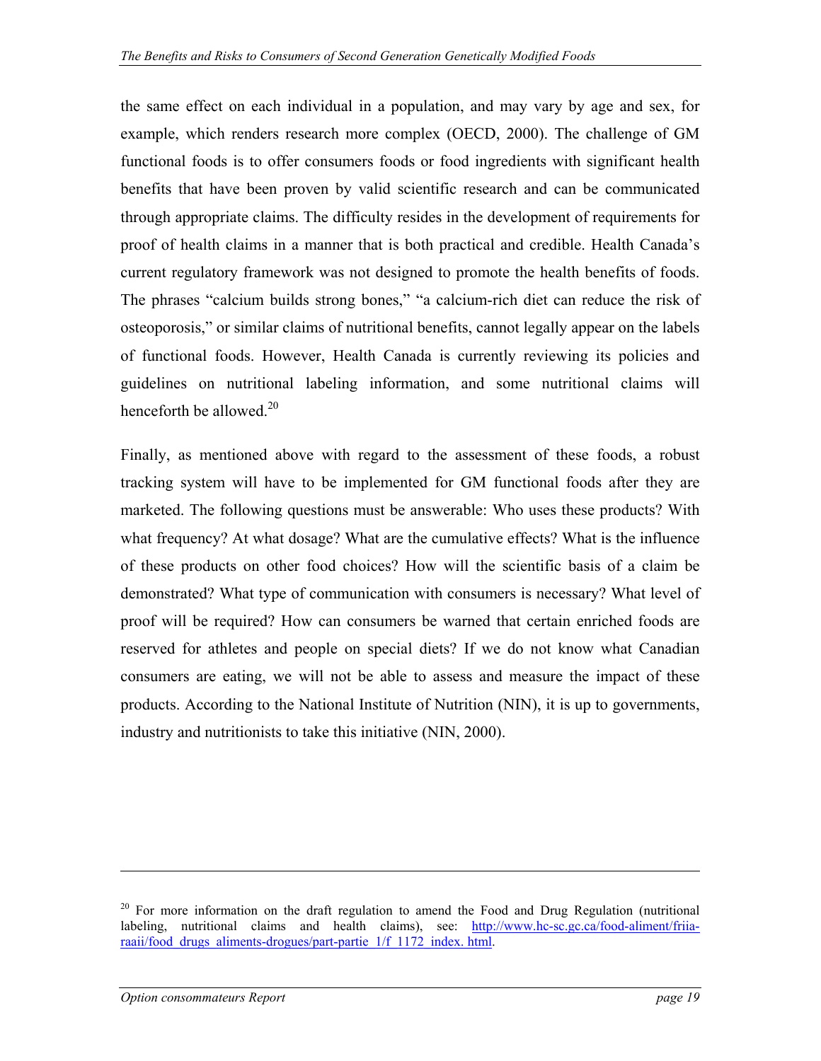the same effect on each individual in a population, and may vary by age and sex, for example, which renders research more complex (OECD, 2000). The challenge of GM functional foods is to offer consumers foods or food ingredients with significant health benefits that have been proven by valid scientific research and can be communicated through appropriate claims. The difficulty resides in the development of requirements for proof of health claims in a manner that is both practical and credible. Health Canada's current regulatory framework was not designed to promote the health benefits of foods. The phrases "calcium builds strong bones," "a calcium-rich diet can reduce the risk of osteoporosis," or similar claims of nutritional benefits, cannot legally appear on the labels of functional foods. However, Health Canada is currently reviewing its policies and guidelines on nutritional labeling information, and some nutritional claims will henceforth be allowed.[20]

Finally, as mentioned above with regard to the assessment of these foods, a robust tracking system will have to be implemented for GM functional foods after they are marketed. The following questions must be answerable: Who uses these products? With what frequency? At what dosage? What are the cumulative effects? What is the influence of these products on other food choices? How will the scientific basis of a claim be demonstrated? What type of communication with consumers is necessary? What level of proof will be required? How can consumers be warned that certain enriched foods are reserved for athletes and people on special diets? If we do not know what Canadian consumers are eating, we will not be able to assess and measure the impact of these products. According to the National Institute of Nutrition (NIN), it is up to governments, industry and nutritionists to take this initiative (NIN, 2000).

---

[20] For more information on the draft regulation to amend the Food and Drug Regulation (nutritional labeling, nutritional claims and health claims), see: http://www.hc-sc.gc.ca/food-aliment/friia-raaii/food_drugs_aliments-drogues/part-partie_1/f_1172_index. html.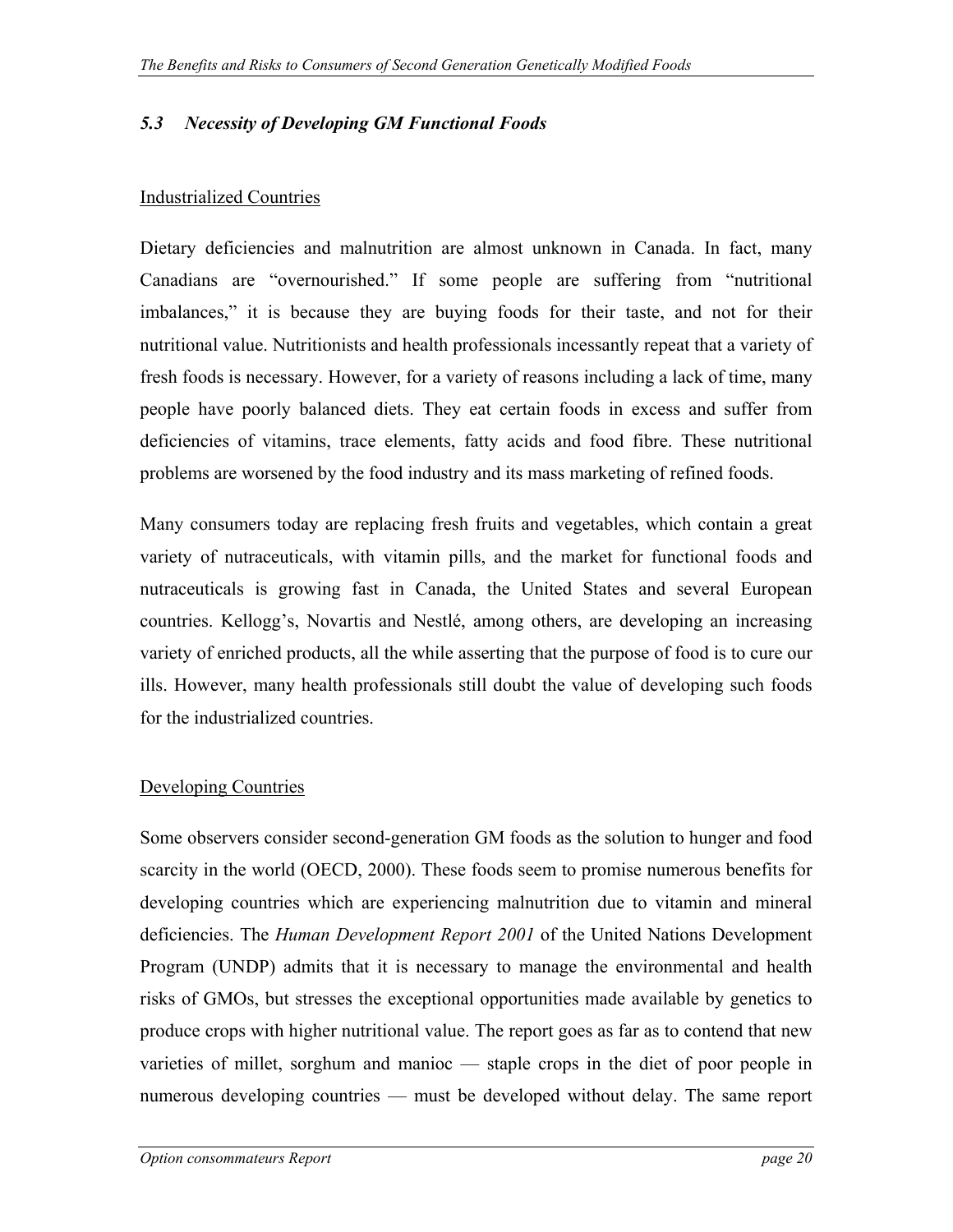### *5.3 Necessity of Developing GM Functional Foods*

Industrialized Countries

Dietary deficiencies and malnutrition are almost unknown in Canada. In fact, many Canadians are "overnourished." If some people are suffering from "nutritional imbalances," it is because they are buying foods for their taste, and not for their nutritional value. Nutritionists and health professionals incessantly repeat that a variety of fresh foods is necessary. However, for a variety of reasons including a lack of time, many people have poorly balanced diets. They eat certain foods in excess and suffer from deficiencies of vitamins, trace elements, fatty acids and food fibre. These nutritional problems are worsened by the food industry and its mass marketing of refined foods.

Many consumers today are replacing fresh fruits and vegetables, which contain a great variety of nutraceuticals, with vitamin pills, and the market for functional foods and nutraceuticals is growing fast in Canada, the United States and several European countries. Kellogg's, Novartis and Nestlé, among others, are developing an increasing variety of enriched products, all the while asserting that the purpose of food is to cure our ills. However, many health professionals still doubt the value of developing such foods for the industrialized countries.

Developing Countries

Some observers consider second-generation GM foods as the solution to hunger and food scarcity in the world (OECD, 2000). These foods seem to promise numerous benefits for developing countries which are experiencing malnutrition due to vitamin and mineral deficiencies. The *Human Development Report 2001* of the United Nations Development Program (UNDP) admits that it is necessary to manage the environmental and health risks of GMOs, but stresses the exceptional opportunities made available by genetics to produce crops with higher nutritional value. The report goes as far as to contend that new varieties of millet, sorghum and manioc — staple crops in the diet of poor people in numerous developing countries — must be developed without delay. The same report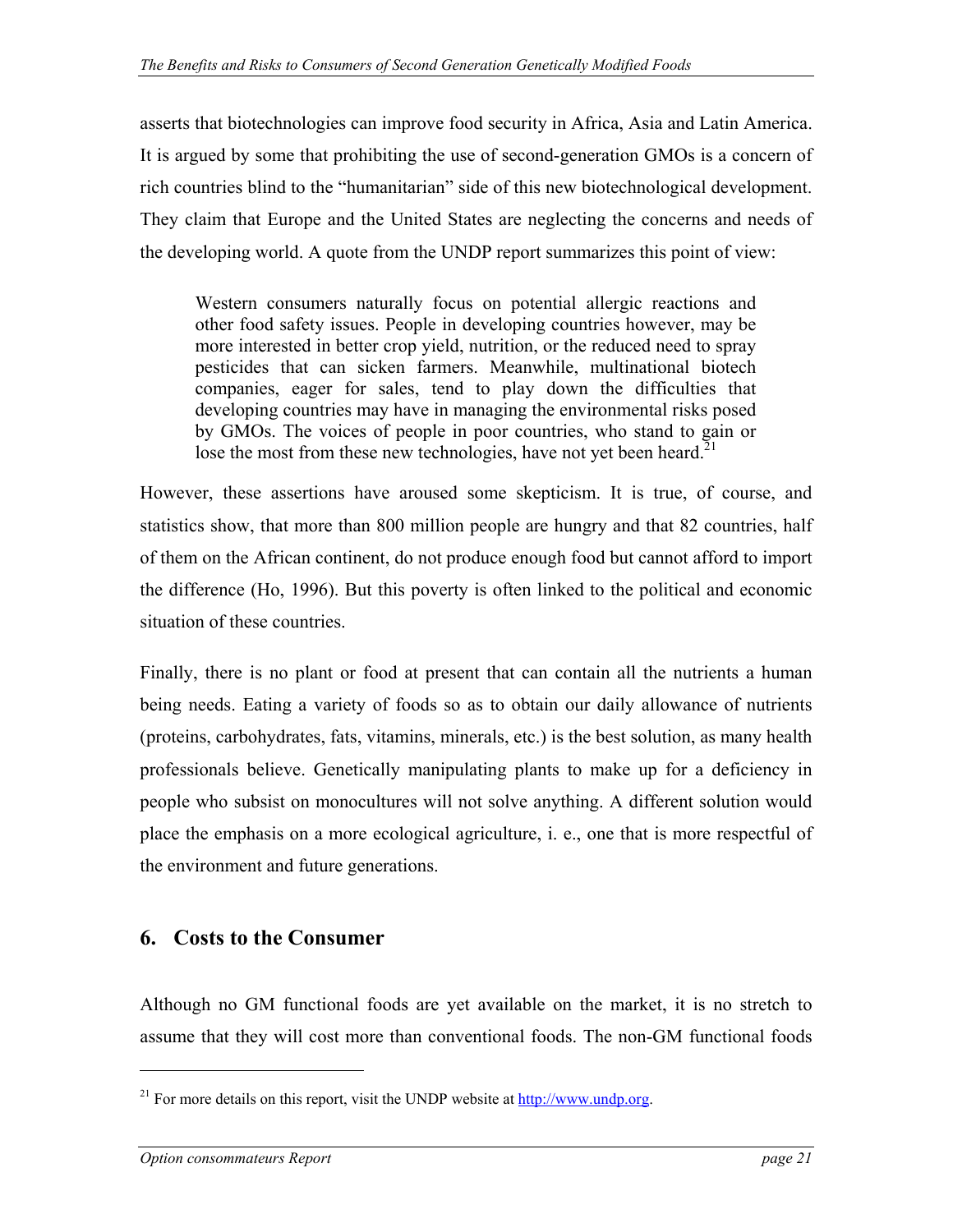asserts that biotechnologies can improve food security in Africa, Asia and Latin America. It is argued by some that prohibiting the use of second-generation GMOs is a concern of rich countries blind to the "humanitarian" side of this new biotechnological development. They claim that Europe and the United States are neglecting the concerns and needs of the developing world. A quote from the UNDP report summarizes this point of view:

> Western consumers naturally focus on potential allergic reactions and other food safety issues. People in developing countries however, may be more interested in better crop yield, nutrition, or the reduced need to spray pesticides that can sicken farmers. Meanwhile, multinational biotech companies, eager for sales, tend to play down the difficulties that developing countries may have in managing the environmental risks posed by GMOs. The voices of people in poor countries, who stand to gain or lose the most from these new technologies, have not yet been heard.[21]

However, these assertions have aroused some skepticism. It is true, of course, and statistics show, that more than 800 million people are hungry and that 82 countries, half of them on the African continent, do not produce enough food but cannot afford to import the difference (Ho, 1996). But this poverty is often linked to the political and economic situation of these countries.

Finally, there is no plant or food at present that can contain all the nutrients a human being needs. Eating a variety of foods so as to obtain our daily allowance of nutrients (proteins, carbohydrates, fats, vitamins, minerals, etc.) is the best solution, as many health professionals believe. Genetically manipulating plants to make up for a deficiency in people who subsist on monocultures will not solve anything. A different solution would place the emphasis on a more ecological agriculture, i. e., one that is more respectful of the environment and future generations.

## 6. Costs to the Consumer

Although no GM functional foods are yet available on the market, it is no stretch to assume that they will cost more than conventional foods. The non-GM functional foods

---

[21] For more details on this report, visit the UNDP website at http://www.undp.org.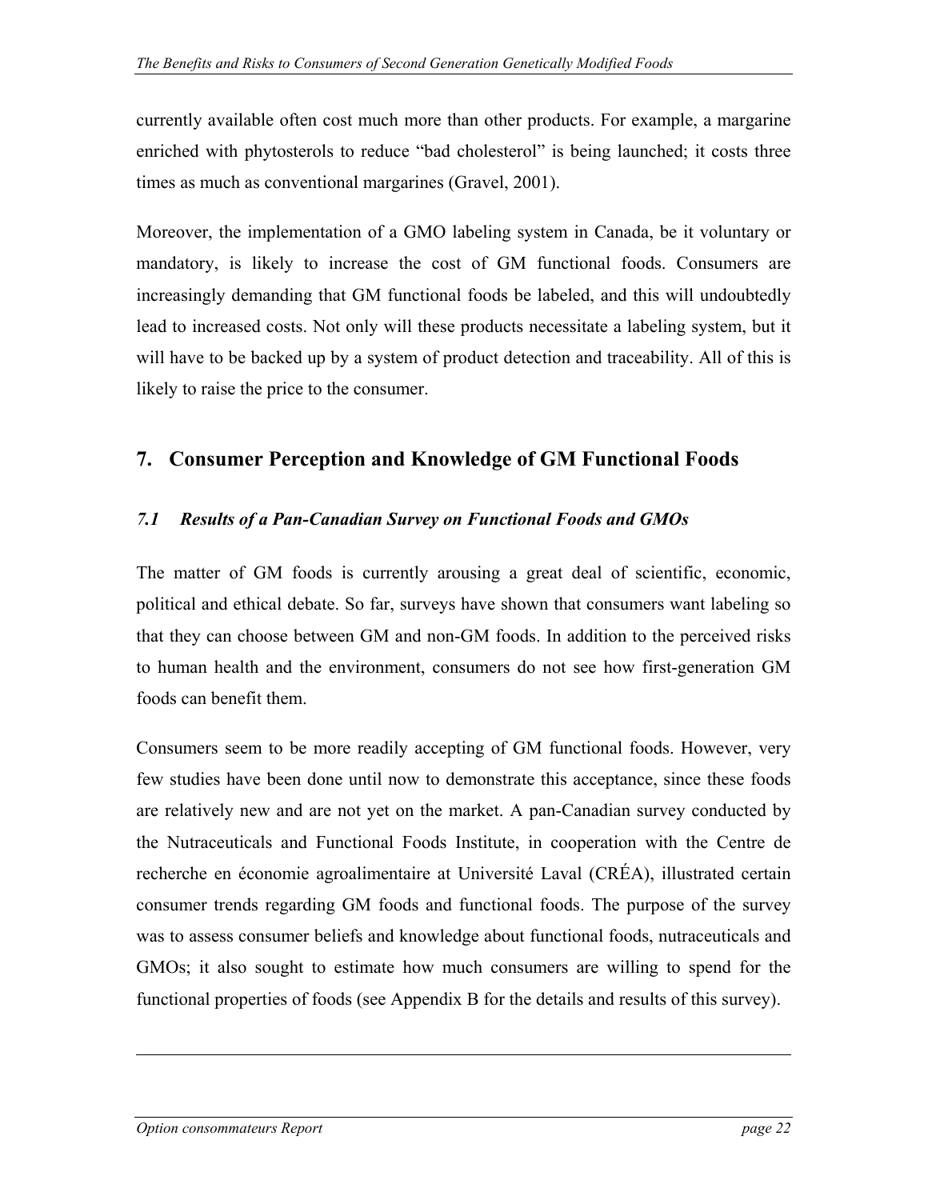currently available often cost much more than other products. For example, a margarine enriched with phytosterols to reduce "bad cholesterol" is being launched; it costs three times as much as conventional margarines (Gravel, 2001).

Moreover, the implementation of a GMO labeling system in Canada, be it voluntary or mandatory, is likely to increase the cost of GM functional foods. Consumers are increasingly demanding that GM functional foods be labeled, and this will undoubtedly lead to increased costs. Not only will these products necessitate a labeling system, but it will have to be backed up by a system of product detection and traceability. All of this is likely to raise the price to the consumer.

## 7. Consumer Perception and Knowledge of GM Functional Foods

### *7.1 Results of a Pan-Canadian Survey on Functional Foods and GMOs*

The matter of GM foods is currently arousing a great deal of scientific, economic, political and ethical debate. So far, surveys have shown that consumers want labeling so that they can choose between GM and non-GM foods. In addition to the perceived risks to human health and the environment, consumers do not see how first-generation GM foods can benefit them.

Consumers seem to be more readily accepting of GM functional foods. However, very few studies have been done until now to demonstrate this acceptance, since these foods are relatively new and are not yet on the market. A pan-Canadian survey conducted by the Nutraceuticals and Functional Foods Institute, in cooperation with the Centre de recherche en économie agroalimentaire at Université Laval (CRÉA), illustrated certain consumer trends regarding GM foods and functional foods. The purpose of the survey was to assess consumer beliefs and knowledge about functional foods, nutraceuticals and GMOs; it also sought to estimate how much consumers are willing to spend for the functional properties of foods (see Appendix B for the details and results of this survey).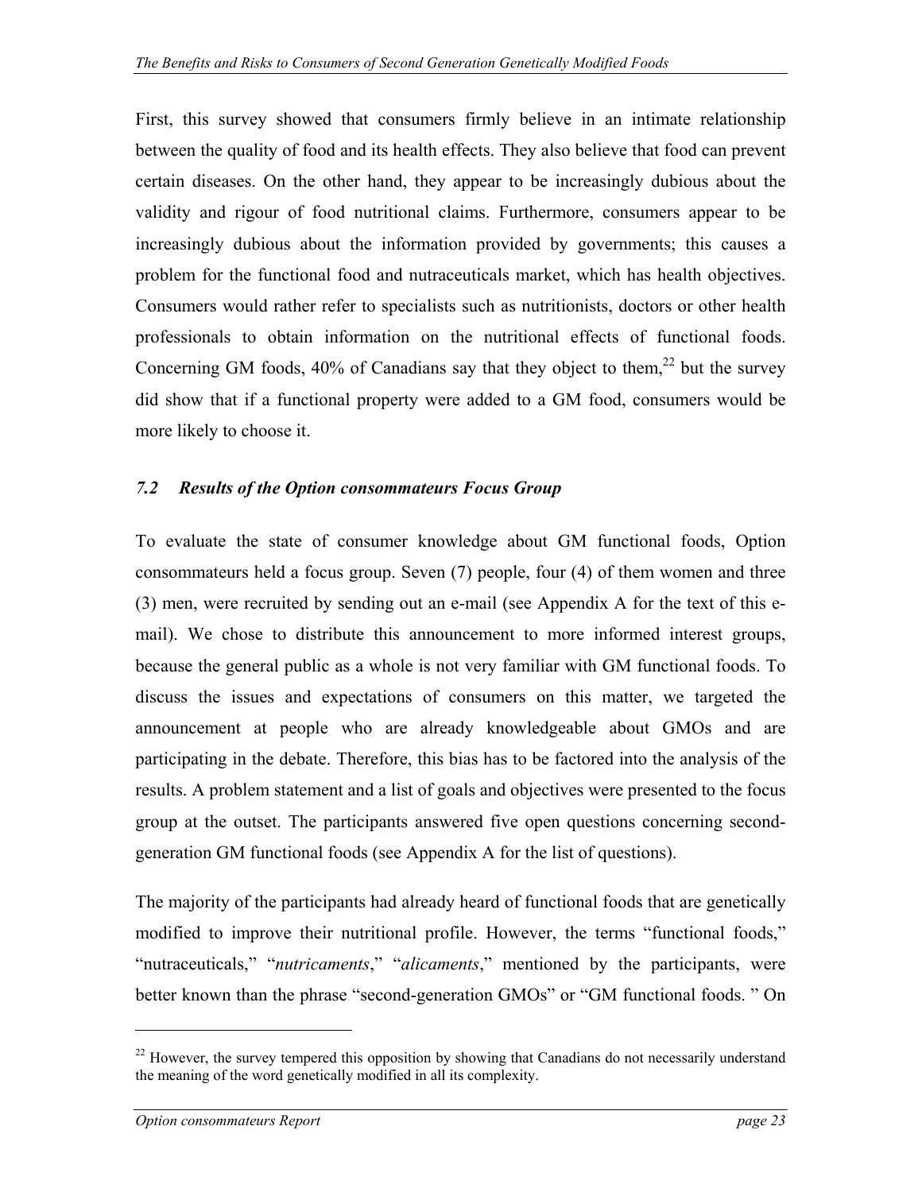First, this survey showed that consumers firmly believe in an intimate relationship between the quality of food and its health effects. They also believe that food can prevent certain diseases. On the other hand, they appear to be increasingly dubious about the validity and rigour of food nutritional claims. Furthermore, consumers appear to be increasingly dubious about the information provided by governments; this causes a problem for the functional food and nutraceuticals market, which has health objectives. Consumers would rather refer to specialists such as nutritionists, doctors or other health professionals to obtain information on the nutritional effects of functional foods. Concerning GM foods, 40% of Canadians say that they object to them,[22] but the survey did show that if a functional property were added to a GM food, consumers would be more likely to choose it.

## *7.2 Results of the Option consommateurs Focus Group*

To evaluate the state of consumer knowledge about GM functional foods, Option consommateurs held a focus group. Seven (7) people, four (4) of them women and three (3) men, were recruited by sending out an e-mail (see Appendix A for the text of this e-mail). We chose to distribute this announcement to more informed interest groups, because the general public as a whole is not very familiar with GM functional foods. To discuss the issues and expectations of consumers on this matter, we targeted the announcement at people who are already knowledgeable about GMOs and are participating in the debate. Therefore, this bias has to be factored into the analysis of the results. A problem statement and a list of goals and objectives were presented to the focus group at the outset. The participants answered five open questions concerning second-generation GM functional foods (see Appendix A for the list of questions).

The majority of the participants had already heard of functional foods that are genetically modified to improve their nutritional profile. However, the terms "functional foods," "nutraceuticals," "*nutricaments*," "*alicaments*," mentioned by the participants, were better known than the phrase "second-generation GMOs" or "GM functional foods. " On

---

[22] However, the survey tempered this opposition by showing that Canadians do not necessarily understand the meaning of the word genetically modified in all its complexity.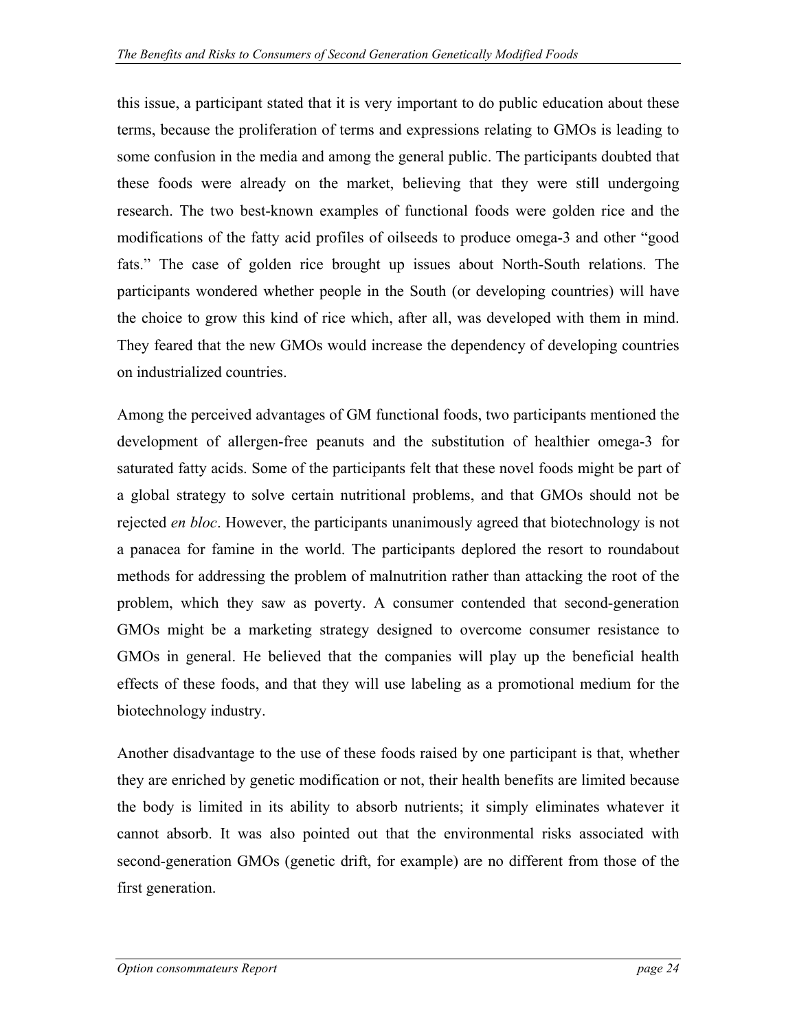this issue, a participant stated that it is very important to do public education about these terms, because the proliferation of terms and expressions relating to GMOs is leading to some confusion in the media and among the general public. The participants doubted that these foods were already on the market, believing that they were still undergoing research. The two best-known examples of functional foods were golden rice and the modifications of the fatty acid profiles of oilseeds to produce omega-3 and other "good fats." The case of golden rice brought up issues about North-South relations. The participants wondered whether people in the South (or developing countries) will have the choice to grow this kind of rice which, after all, was developed with them in mind. They feared that the new GMOs would increase the dependency of developing countries on industrialized countries.

Among the perceived advantages of GM functional foods, two participants mentioned the development of allergen-free peanuts and the substitution of healthier omega-3 for saturated fatty acids. Some of the participants felt that these novel foods might be part of a global strategy to solve certain nutritional problems, and that GMOs should not be rejected *en bloc*. However, the participants unanimously agreed that biotechnology is not a panacea for famine in the world. The participants deplored the resort to roundabout methods for addressing the problem of malnutrition rather than attacking the root of the problem, which they saw as poverty. A consumer contended that second-generation GMOs might be a marketing strategy designed to overcome consumer resistance to GMOs in general. He believed that the companies will play up the beneficial health effects of these foods, and that they will use labeling as a promotional medium for the biotechnology industry.

Another disadvantage to the use of these foods raised by one participant is that, whether they are enriched by genetic modification or not, their health benefits are limited because the body is limited in its ability to absorb nutrients; it simply eliminates whatever it cannot absorb. It was also pointed out that the environmental risks associated with second-generation GMOs (genetic drift, for example) are no different from those of the first generation.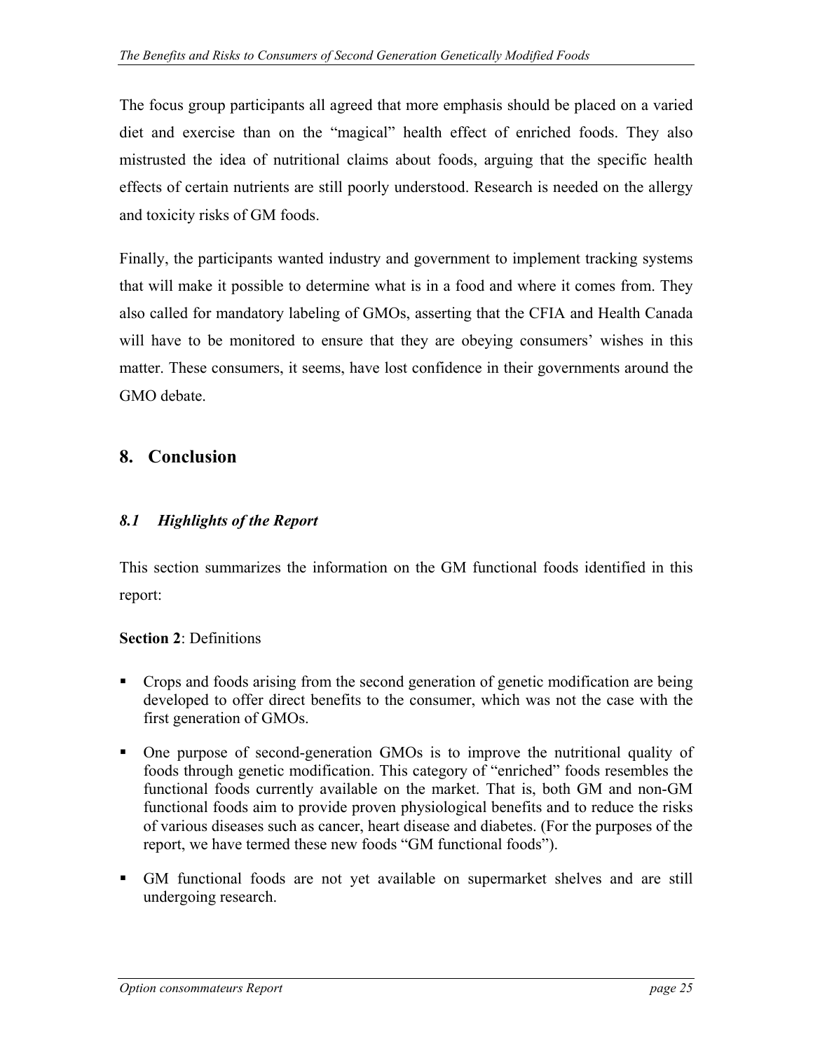The focus group participants all agreed that more emphasis should be placed on a varied diet and exercise than on the "magical" health effect of enriched foods. They also mistrusted the idea of nutritional claims about foods, arguing that the specific health effects of certain nutrients are still poorly understood. Research is needed on the allergy and toxicity risks of GM foods.

Finally, the participants wanted industry and government to implement tracking systems that will make it possible to determine what is in a food and where it comes from. They also called for mandatory labeling of GMOs, asserting that the CFIA and Health Canada will have to be monitored to ensure that they are obeying consumers' wishes in this matter. These consumers, it seems, have lost confidence in their governments around the GMO debate.

## 8. Conclusion

### *8.1 Highlights of the Report*

This section summarizes the information on the GM functional foods identified in this report:

**Section 2**: Definitions

- Crops and foods arising from the second generation of genetic modification are being developed to offer direct benefits to the consumer, which was not the case with the first generation of GMOs.
- One purpose of second-generation GMOs is to improve the nutritional quality of foods through genetic modification. This category of "enriched" foods resembles the functional foods currently available on the market. That is, both GM and non-GM functional foods aim to provide proven physiological benefits and to reduce the risks of various diseases such as cancer, heart disease and diabetes. (For the purposes of the report, we have termed these new foods "GM functional foods").
- GM functional foods are not yet available on supermarket shelves and are still undergoing research.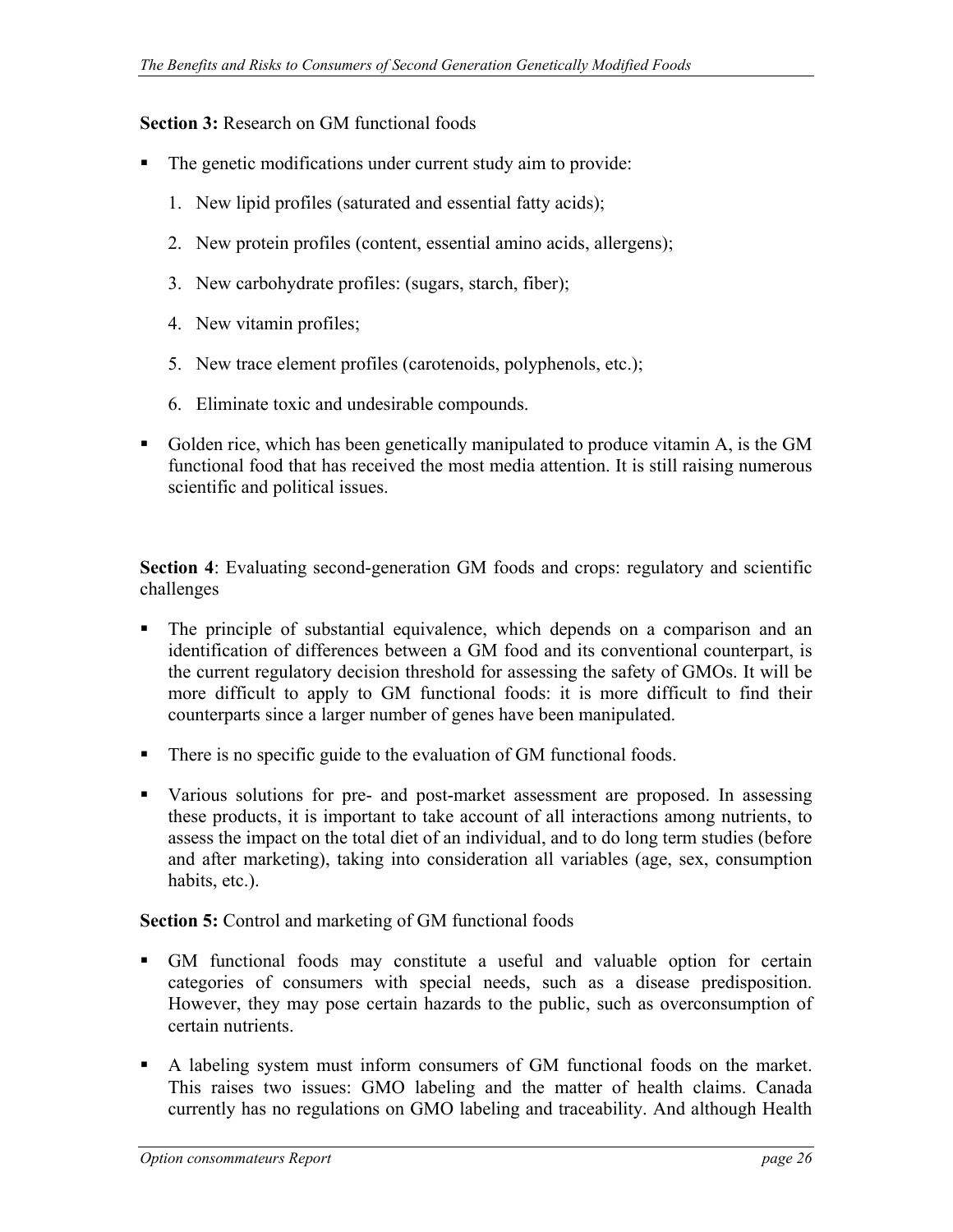**Section 3:** Research on GM functional foods

- The genetic modifications under current study aim to provide:
    1. New lipid profiles (saturated and essential fatty acids);
    2. New protein profiles (content, essential amino acids, allergens);
    3. New carbohydrate profiles: (sugars, starch, fiber);
    4. New vitamin profiles;
    5. New trace element profiles (carotenoids, polyphenols, etc.);
    6. Eliminate toxic and undesirable compounds.
- Golden rice, which has been genetically manipulated to produce vitamin A, is the GM functional food that has received the most media attention. It is still raising numerous scientific and political issues.

**Section 4**: Evaluating second-generation GM foods and crops: regulatory and scientific challenges

- The principle of substantial equivalence, which depends on a comparison and an identification of differences between a GM food and its conventional counterpart, is the current regulatory decision threshold for assessing the safety of GMOs. It will be more difficult to apply to GM functional foods: it is more difficult to find their counterparts since a larger number of genes have been manipulated.
- There is no specific guide to the evaluation of GM functional foods.
- Various solutions for pre- and post-market assessment are proposed. In assessing these products, it is important to take account of all interactions among nutrients, to assess the impact on the total diet of an individual, and to do long term studies (before and after marketing), taking into consideration all variables (age, sex, consumption habits, etc.).

**Section 5:** Control and marketing of GM functional foods

- GM functional foods may constitute a useful and valuable option for certain categories of consumers with special needs, such as a disease predisposition. However, they may pose certain hazards to the public, such as overconsumption of certain nutrients.
- A labeling system must inform consumers of GM functional foods on the market. This raises two issues: GMO labeling and the matter of health claims. Canada currently has no regulations on GMO labeling and traceability. And although Health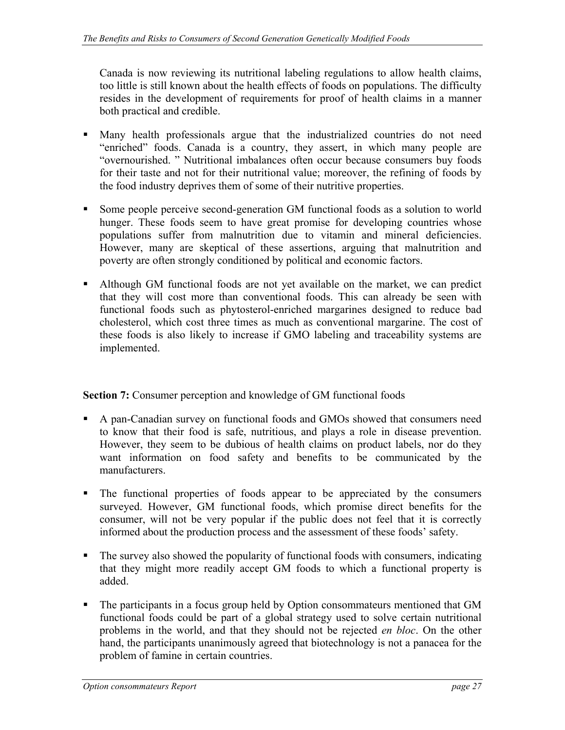Canada is now reviewing its nutritional labeling regulations to allow health claims, too little is still known about the health effects of foods on populations. The difficulty resides in the development of requirements for proof of health claims in a manner both practical and credible.

- Many health professionals argue that the industrialized countries do not need "enriched" foods. Canada is a country, they assert, in which many people are "overnourished. " Nutritional imbalances often occur because consumers buy foods for their taste and not for their nutritional value; moreover, the refining of foods by the food industry deprives them of some of their nutritive properties.

- Some people perceive second-generation GM functional foods as a solution to world hunger. These foods seem to have great promise for developing countries whose populations suffer from malnutrition due to vitamin and mineral deficiencies. However, many are skeptical of these assertions, arguing that malnutrition and poverty are often strongly conditioned by political and economic factors.

- Although GM functional foods are not yet available on the market, we can predict that they will cost more than conventional foods. This can already be seen with functional foods such as phytosterol-enriched margarines designed to reduce bad cholesterol, which cost three times as much as conventional margarine. The cost of these foods is also likely to increase if GMO labeling and traceability systems are implemented.

**Section 7:** Consumer perception and knowledge of GM functional foods

- A pan-Canadian survey on functional foods and GMOs showed that consumers need to know that their food is safe, nutritious, and plays a role in disease prevention. However, they seem to be dubious of health claims on product labels, nor do they want information on food safety and benefits to be communicated by the manufacturers.

- The functional properties of foods appear to be appreciated by the consumers surveyed. However, GM functional foods, which promise direct benefits for the consumer, will not be very popular if the public does not feel that it is correctly informed about the production process and the assessment of these foods' safety.

- The survey also showed the popularity of functional foods with consumers, indicating that they might more readily accept GM foods to which a functional property is added.

- The participants in a focus group held by Option consommateurs mentioned that GM functional foods could be part of a global strategy used to solve certain nutritional problems in the world, and that they should not be rejected *en bloc*. On the other hand, the participants unanimously agreed that biotechnology is not a panacea for the problem of famine in certain countries.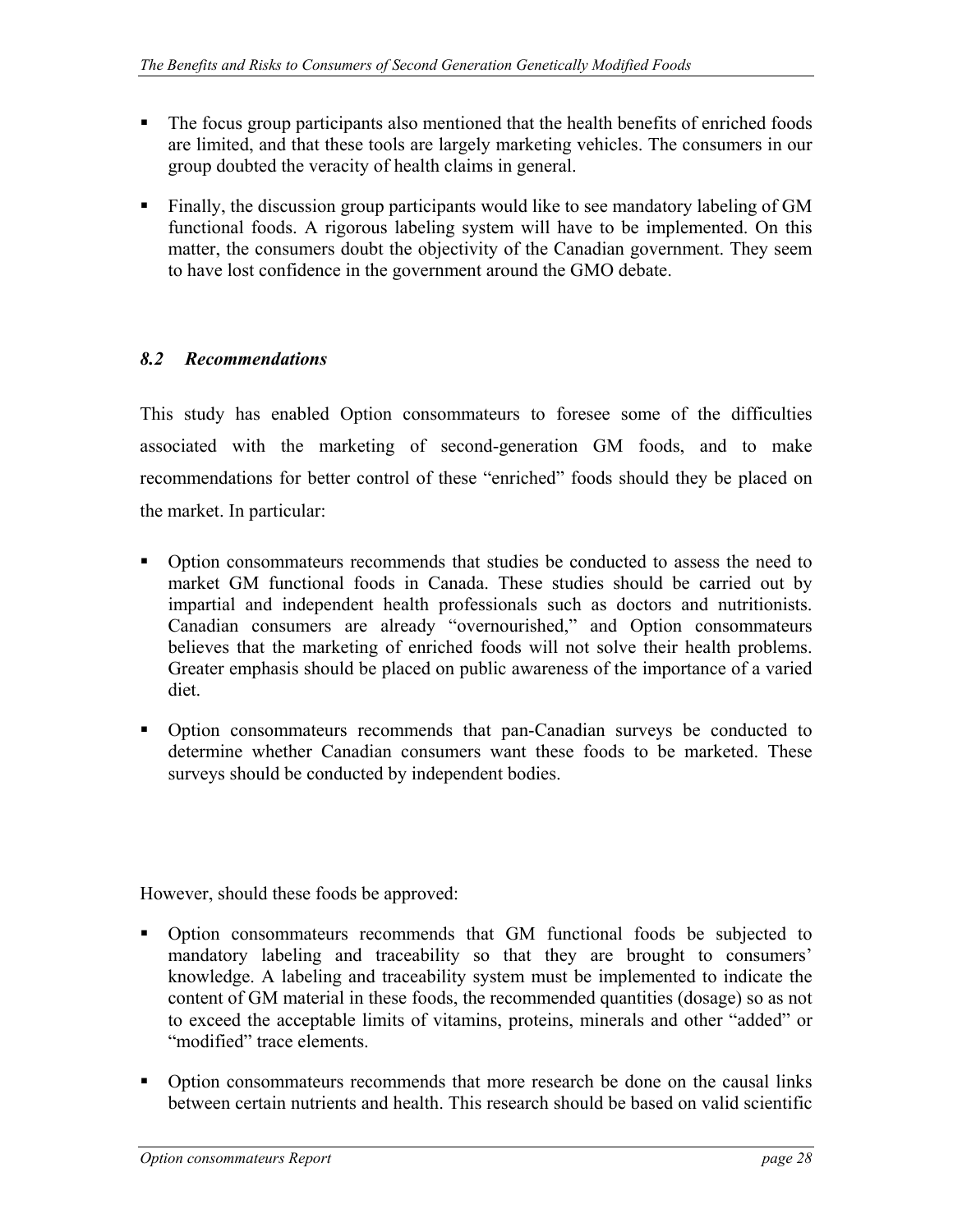- The focus group participants also mentioned that the health benefits of enriched foods are limited, and that these tools are largely marketing vehicles. The consumers in our group doubted the veracity of health claims in general.

- Finally, the discussion group participants would like to see mandatory labeling of GM functional foods. A rigorous labeling system will have to be implemented. On this matter, the consumers doubt the objectivity of the Canadian government. They seem to have lost confidence in the government around the GMO debate.

### *8.2 Recommendations*

This study has enabled Option consommateurs to foresee some of the difficulties associated with the marketing of second-generation GM foods, and to make recommendations for better control of these "enriched" foods should they be placed on the market. In particular:

- Option consommateurs recommends that studies be conducted to assess the need to market GM functional foods in Canada. These studies should be carried out by impartial and independent health professionals such as doctors and nutritionists. Canadian consumers are already "overnourished," and Option consommateurs believes that the marketing of enriched foods will not solve their health problems. Greater emphasis should be placed on public awareness of the importance of a varied diet.

- Option consommateurs recommends that pan-Canadian surveys be conducted to determine whether Canadian consumers want these foods to be marketed. These surveys should be conducted by independent bodies.

However, should these foods be approved:

- Option consommateurs recommends that GM functional foods be subjected to mandatory labeling and traceability so that they are brought to consumers' knowledge. A labeling and traceability system must be implemented to indicate the content of GM material in these foods, the recommended quantities (dosage) so as not to exceed the acceptable limits of vitamins, proteins, minerals and other "added" or "modified" trace elements.

- Option consommateurs recommends that more research be done on the causal links between certain nutrients and health. This research should be based on valid scientific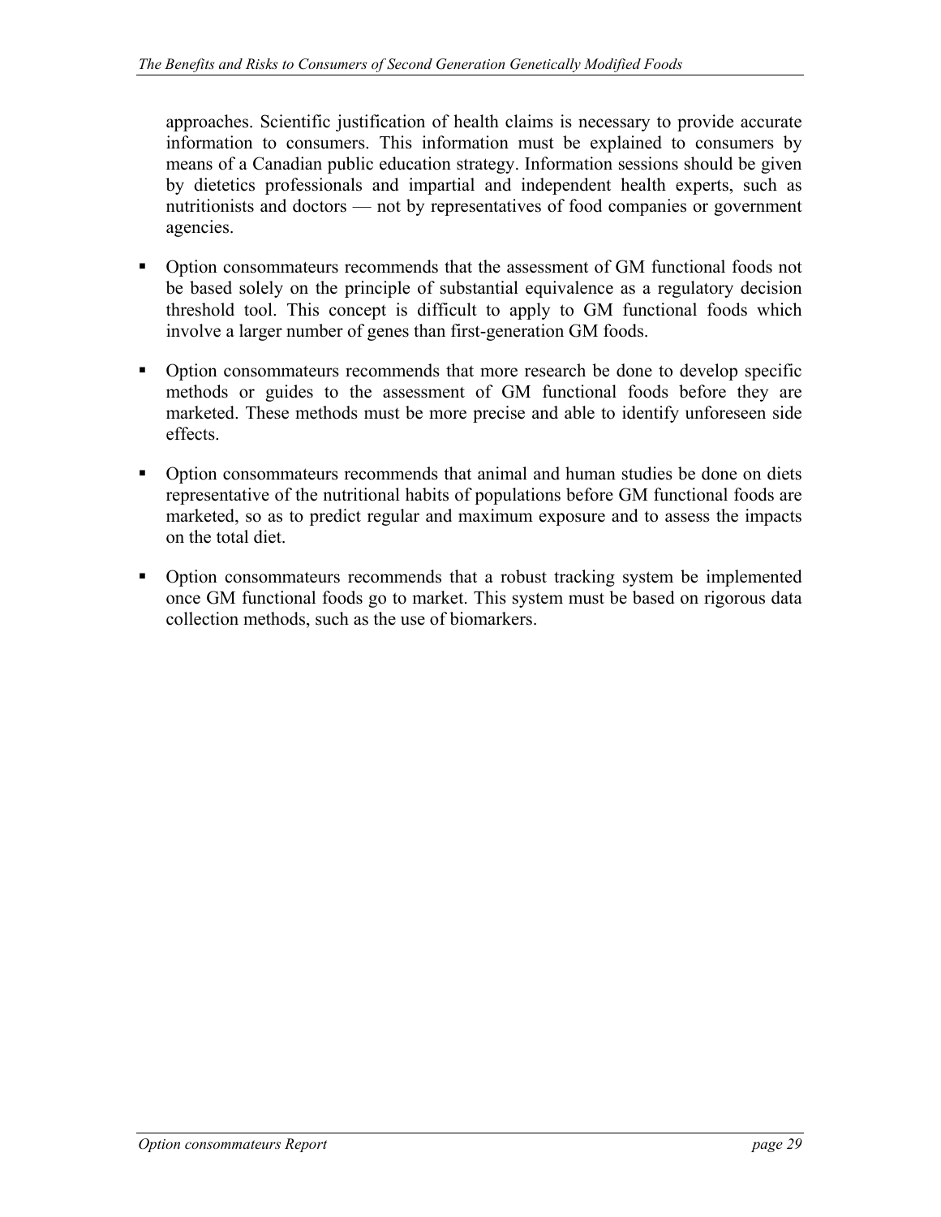approaches. Scientific justification of health claims is necessary to provide accurate information to consumers. This information must be explained to consumers by means of a Canadian public education strategy. Information sessions should be given by dietetics professionals and impartial and independent health experts, such as nutritionists and doctors — not by representatives of food companies or government agencies.

- Option consommateurs recommends that the assessment of GM functional foods not be based solely on the principle of substantial equivalence as a regulatory decision threshold tool. This concept is difficult to apply to GM functional foods which involve a larger number of genes than first-generation GM foods.

- Option consommateurs recommends that more research be done to develop specific methods or guides to the assessment of GM functional foods before they are marketed. These methods must be more precise and able to identify unforeseen side effects.

- Option consommateurs recommends that animal and human studies be done on diets representative of the nutritional habits of populations before GM functional foods are marketed, so as to predict regular and maximum exposure and to assess the impacts on the total diet.

- Option consommateurs recommends that a robust tracking system be implemented once GM functional foods go to market. This system must be based on rigorous data collection methods, such as the use of biomarkers.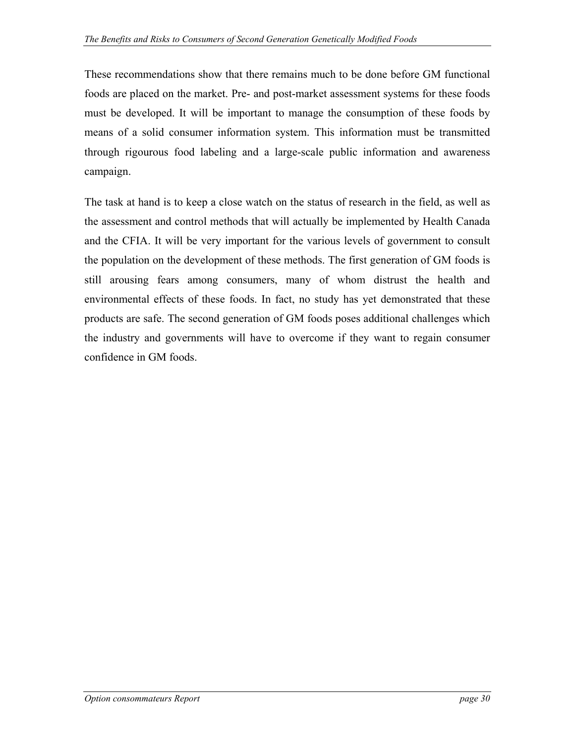These recommendations show that there remains much to be done before GM functional foods are placed on the market. Pre- and post-market assessment systems for these foods must be developed. It will be important to manage the consumption of these foods by means of a solid consumer information system. This information must be transmitted through rigourous food labeling and a large-scale public information and awareness campaign.

The task at hand is to keep a close watch on the status of research in the field, as well as the assessment and control methods that will actually be implemented by Health Canada and the CFIA. It will be very important for the various levels of government to consult the population on the development of these methods. The first generation of GM foods is still arousing fears among consumers, many of whom distrust the health and environmental effects of these foods. In fact, no study has yet demonstrated that these products are safe. The second generation of GM foods poses additional challenges which the industry and governments will have to overcome if they want to regain consumer confidence in GM foods.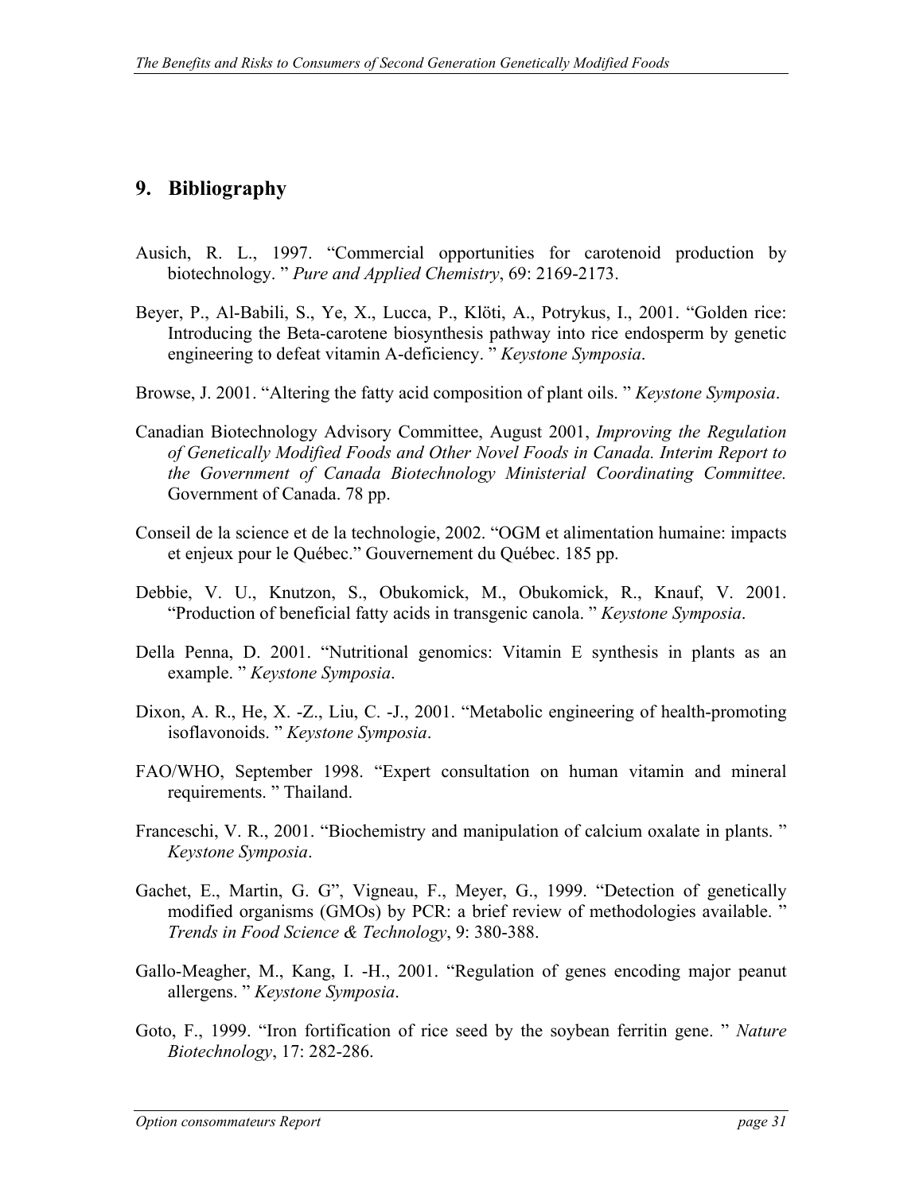## 9. Bibliography

Ausich, R. L., 1997. "Commercial opportunities for carotenoid production by biotechnology. " *Pure and Applied Chemistry*, 69: 2169-2173.

Beyer, P., Al-Babili, S., Ye, X., Lucca, P., Klöti, A., Potrykus, I., 2001. "Golden rice: Introducing the Beta-carotene biosynthesis pathway into rice endosperm by genetic engineering to defeat vitamin A-deficiency. " *Keystone Symposia*.

Browse, J. 2001. "Altering the fatty acid composition of plant oils. " *Keystone Symposia*.

Canadian Biotechnology Advisory Committee, August 2001, *Improving the Regulation of Genetically Modified Foods and Other Novel Foods in Canada. Interim Report to the Government of Canada Biotechnology Ministerial Coordinating Committee.* Government of Canada. 78 pp.

Conseil de la science et de la technologie, 2002. "OGM et alimentation humaine: impacts et enjeux pour le Québec." Gouvernement du Québec. 185 pp.

Debbie, V. U., Knutzon, S., Obukomick, M., Obukomick, R., Knauf, V. 2001. "Production of beneficial fatty acids in transgenic canola. " *Keystone Symposia*.

Della Penna, D. 2001. "Nutritional genomics: Vitamin E synthesis in plants as an example. " *Keystone Symposia*.

Dixon, A. R., He, X. -Z., Liu, C. -J., 2001. "Metabolic engineering of health-promoting isoflavonoids. " *Keystone Symposia*.

FAO/WHO, September 1998. "Expert consultation on human vitamin and mineral requirements. " Thailand.

Franceschi, V. R., 2001. "Biochemistry and manipulation of calcium oxalate in plants. " *Keystone Symposia*.

Gachet, E., Martin, G. G", Vigneau, F., Meyer, G., 1999. "Detection of genetically modified organisms (GMOs) by PCR: a brief review of methodologies available. " *Trends in Food Science & Technology*, 9: 380-388.

Gallo-Meagher, M., Kang, I. -H., 2001. "Regulation of genes encoding major peanut allergens. " *Keystone Symposia*.

Goto, F., 1999. "Iron fortification of rice seed by the soybean ferritin gene. " *Nature Biotechnology*, 17: 282-286.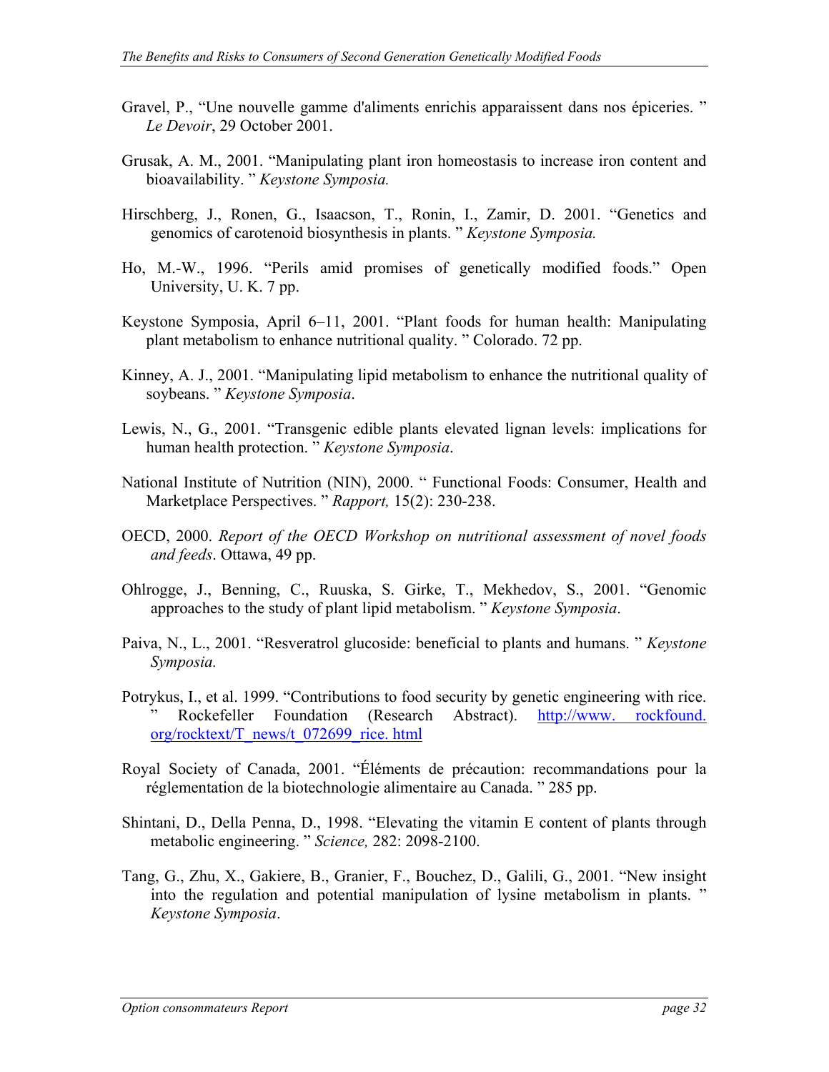Gravel, P., “Une nouvelle gamme d'aliments enrichis apparaissent dans nos épiceries. ” *Le Devoir*, 29 October 2001.

Grusak, A. M., 2001. “Manipulating plant iron homeostasis to increase iron content and bioavailability. ” *Keystone Symposia.*

Hirschberg, J., Ronen, G., Isaacson, T., Ronin, I., Zamir, D. 2001. “Genetics and genomics of carotenoid biosynthesis in plants. ” *Keystone Symposia.*

Ho, M.-W., 1996. “Perils amid promises of genetically modified foods.” Open University, U. K. 7 pp.

Keystone Symposia, April 6–11, 2001. “Plant foods for human health: Manipulating plant metabolism to enhance nutritional quality. ” Colorado. 72 pp.

Kinney, A. J., 2001. “Manipulating lipid metabolism to enhance the nutritional quality of soybeans. ” *Keystone Symposia*.

Lewis, N., G., 2001. “Transgenic edible plants elevated lignan levels: implications for human health protection. ” *Keystone Symposia*.

National Institute of Nutrition (NIN), 2000. “ Functional Foods: Consumer, Health and Marketplace Perspectives. ” *Rapport,* 15(2): 230-238.

OECD, 2000. *Report of the OECD Workshop on nutritional assessment of novel foods and feeds*. Ottawa, 49 pp.

Ohlrogge, J., Benning, C., Ruuska, S. Girke, T., Mekhedov, S., 2001. “Genomic approaches to the study of plant lipid metabolism. ” *Keystone Symposia*.

Paiva, N., L., 2001. “Resveratrol glucoside: beneficial to plants and humans. ” *Keystone Symposia.*

Potrykus, I., et al. 1999. “Contributions to food security by genetic engineering with rice. ” Rockefeller Foundation (Research Abstract). http://www. rockfound. org/rocktext/T_news/t_072699_rice. html

Royal Society of Canada, 2001. “Éléments de précaution: recommandations pour la réglementation de la biotechnologie alimentaire au Canada. ” 285 pp.

Shintani, D., Della Penna, D., 1998. “Elevating the vitamin E content of plants through metabolic engineering. ” *Science,* 282: 2098-2100.

Tang, G., Zhu, X., Gakiere, B., Granier, F., Bouchez, D., Galili, G., 2001. “New insight into the regulation and potential manipulation of lysine metabolism in plants. ” *Keystone Symposia*.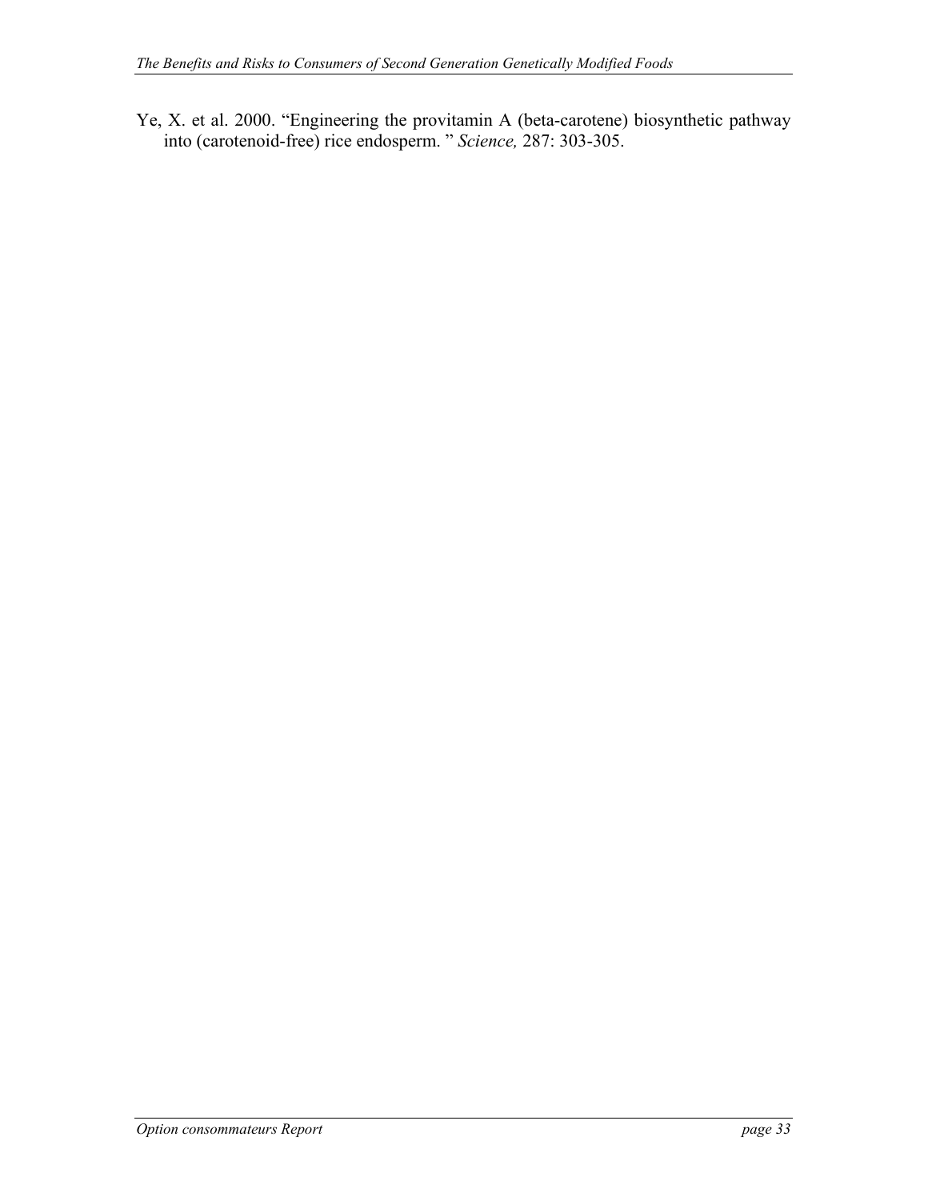Ye, X. et al. 2000. "Engineering the provitamin A (beta-carotene) biosynthetic pathway into (carotenoid-free) rice endosperm. " *Science,* 287: 303-305.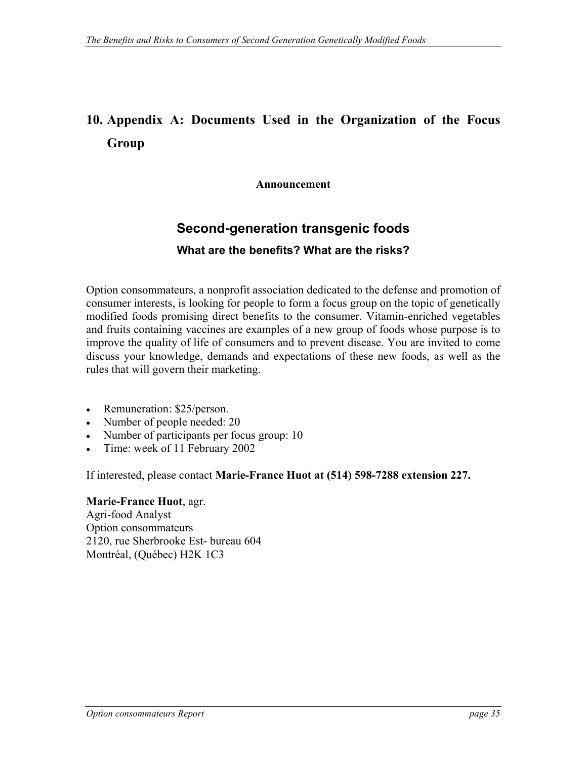# 10. Appendix A: Documents Used in the Organization of the Focus Group

**Announcement**

## Second-generation transgenic foods

### What are the benefits? What are the risks?

Option consommateurs, a nonprofit association dedicated to the defense and promotion of consumer interests, is looking for people to form a focus group on the topic of genetically modified foods promising direct benefits to the consumer. Vitamin-enriched vegetables and fruits containing vaccines are examples of a new group of foods whose purpose is to improve the quality of life of consumers and to prevent disease. You are invited to come discuss your knowledge, demands and expectations of these new foods, as well as the rules that will govern their marketing.

- Remuneration: $25/person.
- Number of people needed: 20
- Number of participants per focus group: 10
- Time: week of 11 February 2002

If interested, please contact **Marie-France Huot at (514) 598-7288 extension 227.**

**Marie-France Huot**, agr.  
Agri-food Analyst  
Option consommateurs  
2120, rue Sherbrooke Est- bureau 604  
Montréal, (Québec) H2K 1C3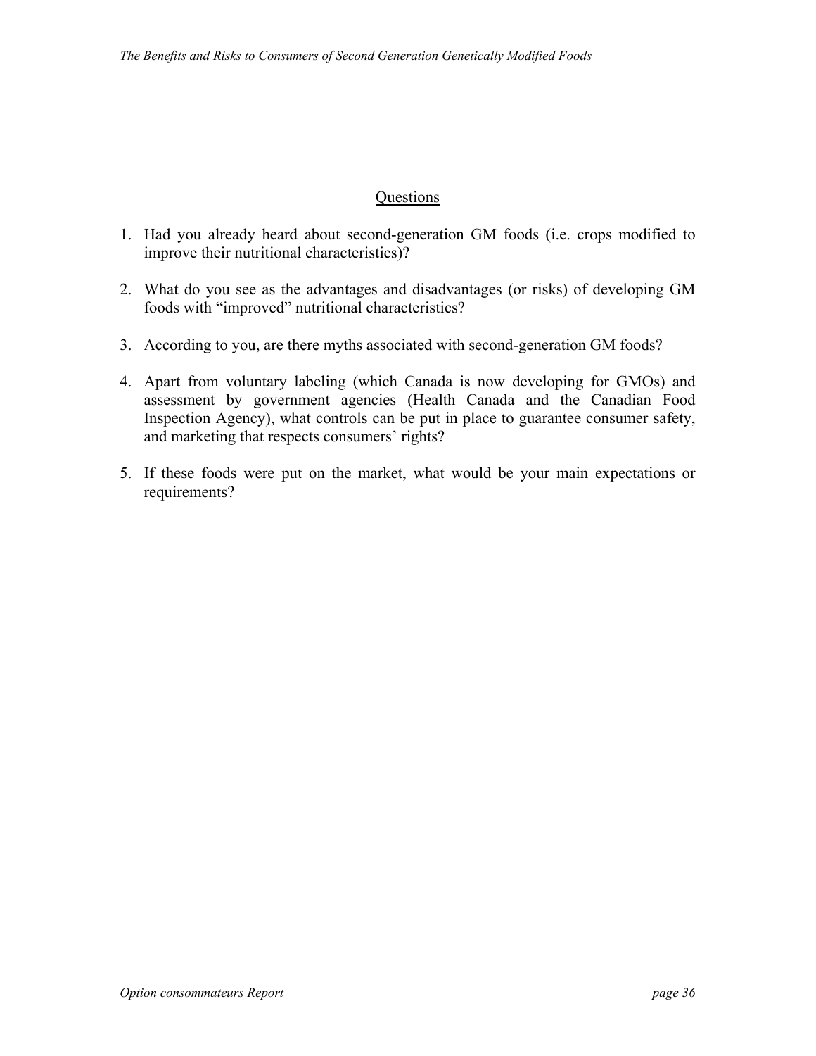## Questions

1. Had you already heard about second-generation GM foods (i.e. crops modified to improve their nutritional characteristics)?

2. What do you see as the advantages and disadvantages (or risks) of developing GM foods with "improved" nutritional characteristics?

3. According to you, are there myths associated with second-generation GM foods?

4. Apart from voluntary labeling (which Canada is now developing for GMOs) and assessment by government agencies (Health Canada and the Canadian Food Inspection Agency), what controls can be put in place to guarantee consumer safety, and marketing that respects consumers' rights?

5. If these foods were put on the market, what would be your main expectations or requirements?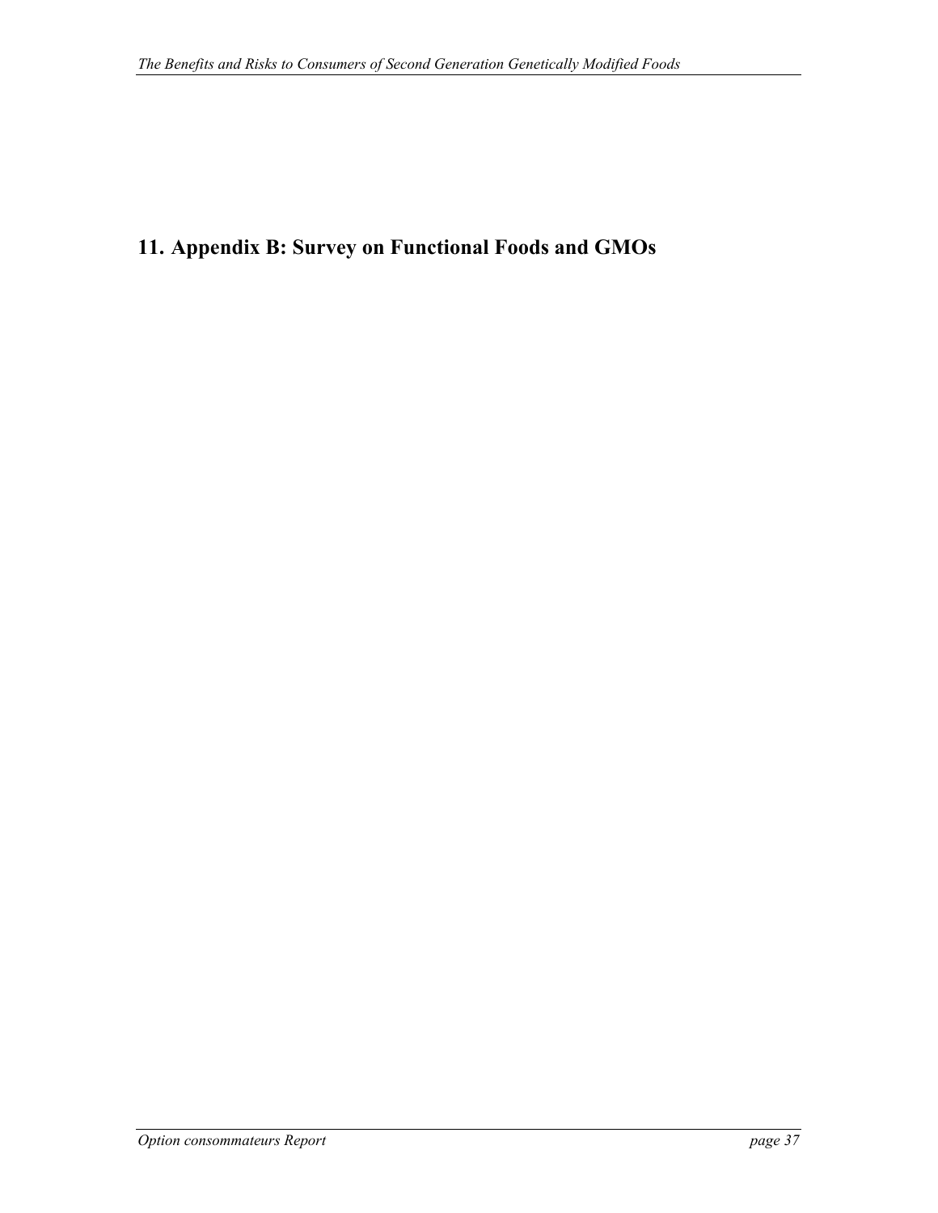## 11. Appendix B: Survey on Functional Foods and GMOs